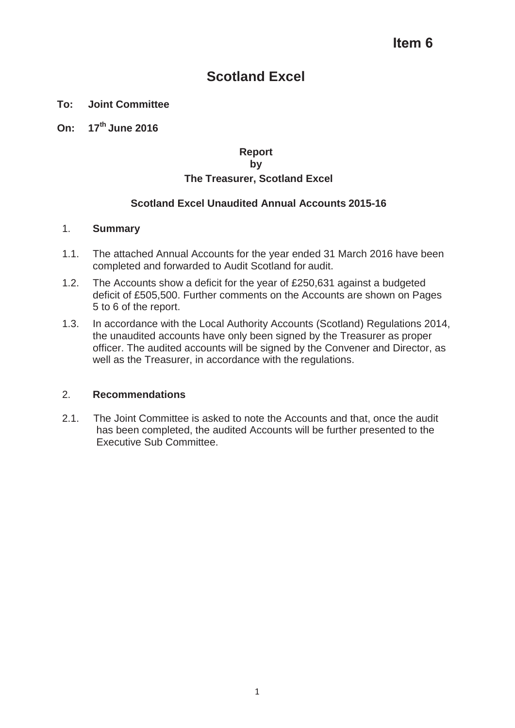**Item 6**

# Scotland Excel

**To: Joint Committee**

**On: 17th June 2016**

**Report**
**by**
**The Treasurer, Scotland Excel**

**Scotland Excel Unaudited Annual Accounts 2015-16**

## 1. Summary

1.1. The attached Annual Accounts for the year ended 31 March 2016 have been completed and forwarded to Audit Scotland for audit.

1.2. The Accounts show a deficit for the year of £250,631 against a budgeted deficit of £505,500. Further comments on the Accounts are shown on Pages 5 to 6 of the report.

1.3. In accordance with the Local Authority Accounts (Scotland) Regulations 2014, the unaudited accounts have only been signed by the Treasurer as proper officer. The audited accounts will be signed by the Convener and Director, as well as the Treasurer, in accordance with the regulations.

## 2. Recommendations

2.1. The Joint Committee is asked to note the Accounts and that, once the audit has been completed, the audited Accounts will be further presented to the Executive Sub Committee.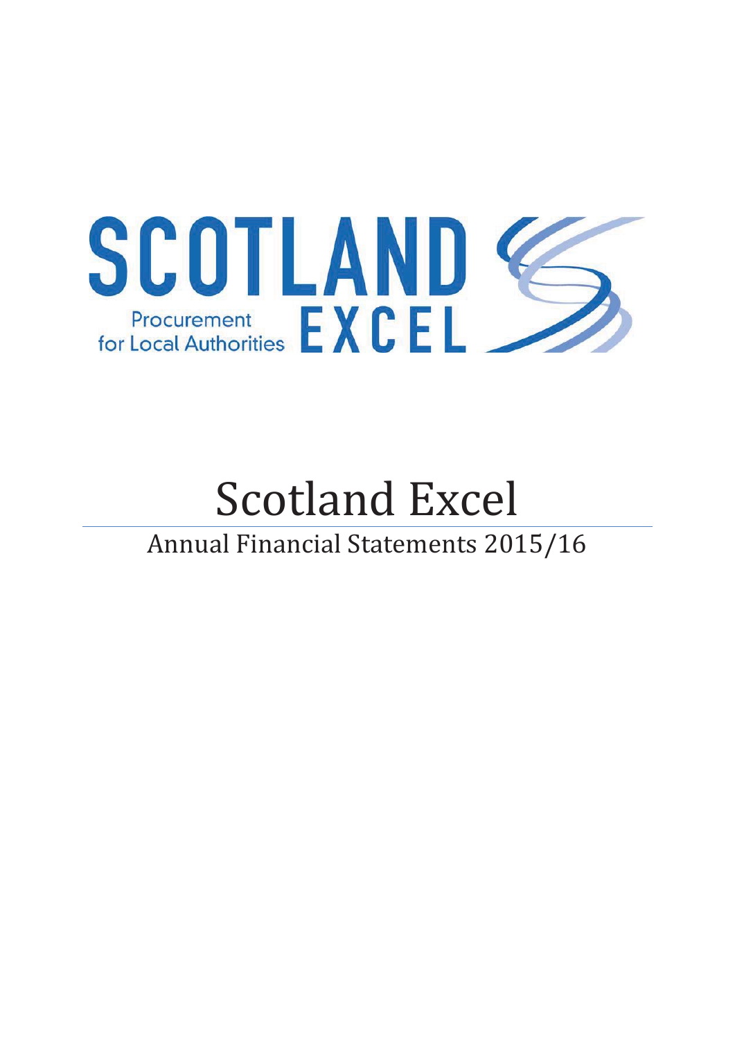# Scotland Excel

## Annual Financial Statements 2015/16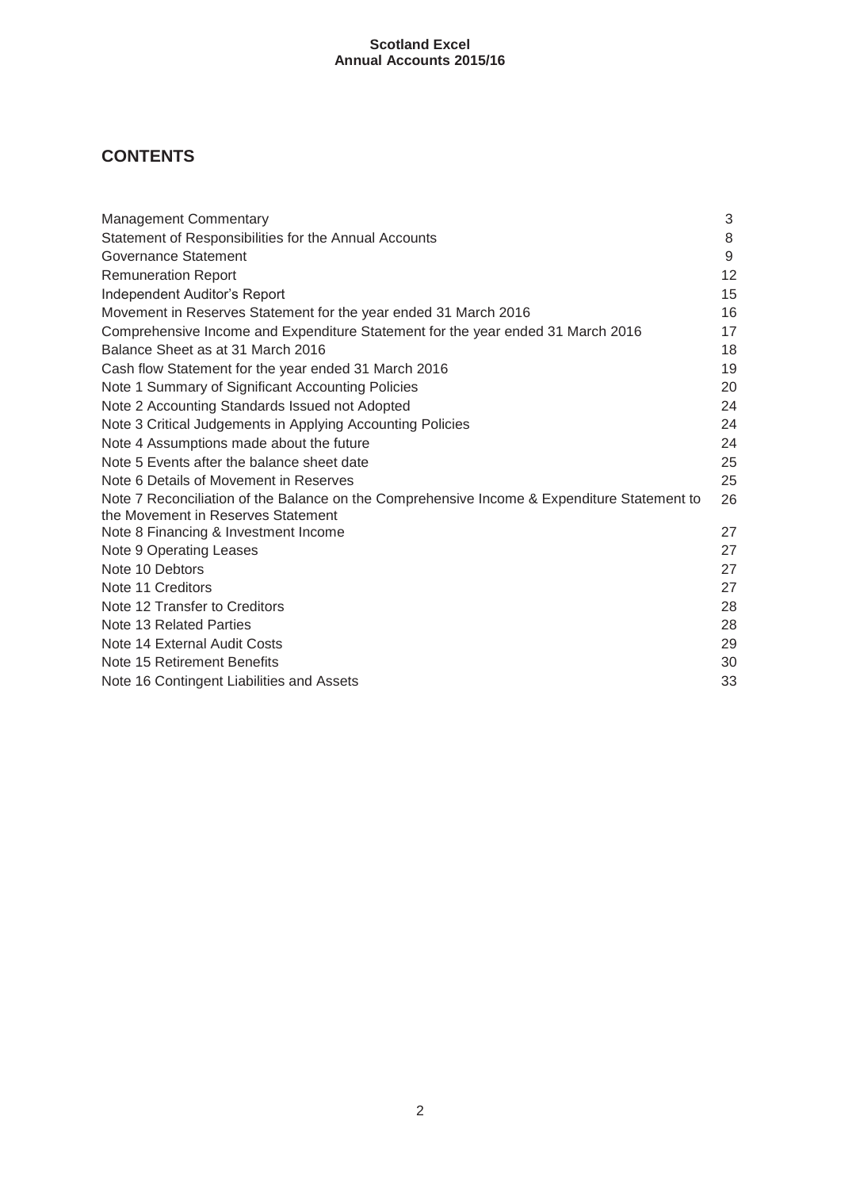## CONTENTS

| | |
|---|---|
| Management Commentary | 3 |
| Statement of Responsibilities for the Annual Accounts | 8 |
| Governance Statement | 9 |
| Remuneration Report | 12 |
| Independent Auditor's Report | 15 |
| Movement in Reserves Statement for the year ended 31 March 2016 | 16 |
| Comprehensive Income and Expenditure Statement for the year ended 31 March 2016 | 17 |
| Balance Sheet as at 31 March 2016 | 18 |
| Cash flow Statement for the year ended 31 March 2016 | 19 |
| Note 1 Summary of Significant Accounting Policies | 20 |
| Note 2 Accounting Standards Issued not Adopted | 24 |
| Note 3 Critical Judgements in Applying Accounting Policies | 24 |
| Note 4 Assumptions made about the future | 24 |
| Note 5 Events after the balance sheet date | 25 |
| Note 6 Details of Movement in Reserves | 25 |
| Note 7 Reconciliation of the Balance on the Comprehensive Income & Expenditure Statement to the Movement in Reserves Statement | 26 |
| Note 8 Financing & Investment Income | 27 |
| Note 9 Operating Leases | 27 |
| Note 10 Debtors | 27 |
| Note 11 Creditors | 27 |
| Note 12 Transfer to Creditors | 28 |
| Note 13 Related Parties | 28 |
| Note 14 External Audit Costs | 29 |
| Note 15 Retirement Benefits | 30 |
| Note 16 Contingent Liabilities and Assets | 33 |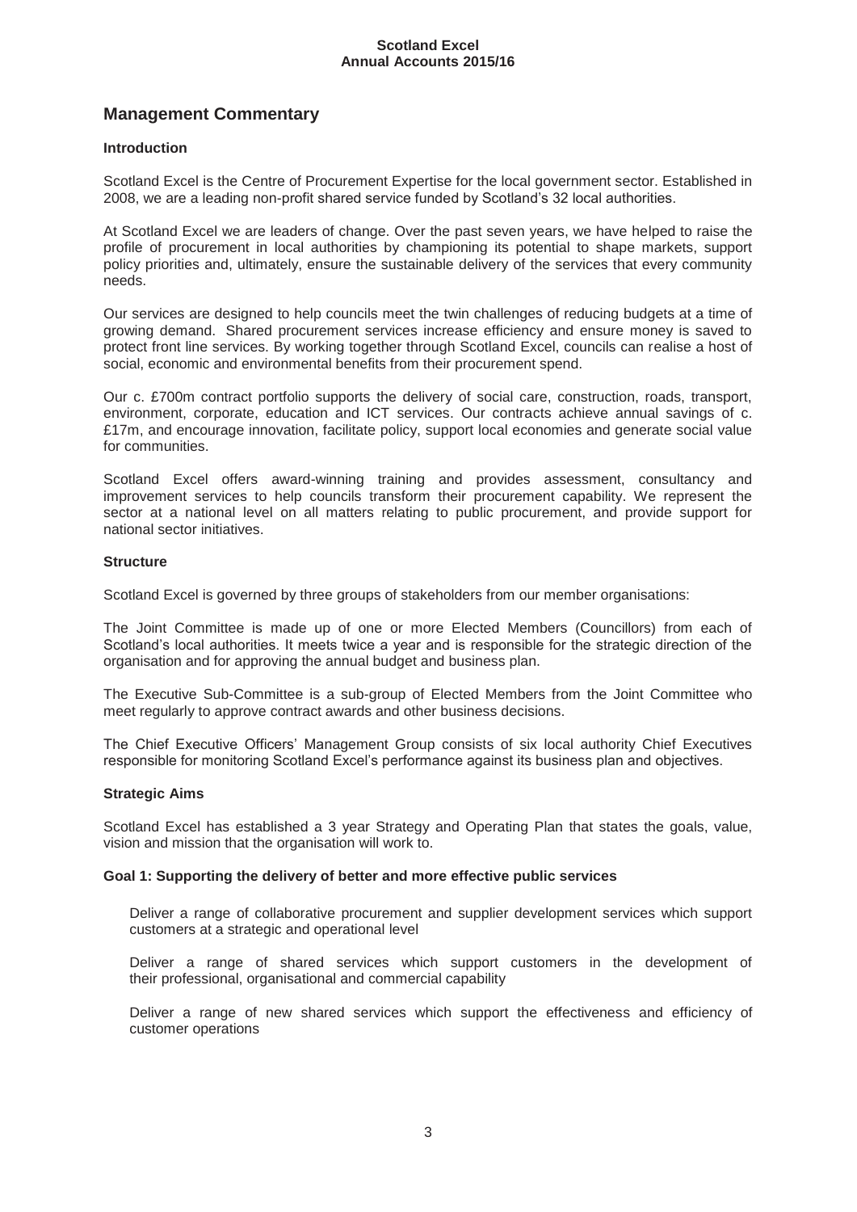## Management Commentary

### Introduction

Scotland Excel is the Centre of Procurement Expertise for the local government sector. Established in 2008, we are a leading non-profit shared service funded by Scotland's 32 local authorities.

At Scotland Excel we are leaders of change. Over the past seven years, we have helped to raise the profile of procurement in local authorities by championing its potential to shape markets, support policy priorities and, ultimately, ensure the sustainable delivery of the services that every community needs.

Our services are designed to help councils meet the twin challenges of reducing budgets at a time of growing demand. Shared procurement services increase efficiency and ensure money is saved to protect front line services. By working together through Scotland Excel, councils can realise a host of social, economic and environmental benefits from their procurement spend.

Our c. £700m contract portfolio supports the delivery of social care, construction, roads, transport, environment, corporate, education and ICT services. Our contracts achieve annual savings of c. £17m, and encourage innovation, facilitate policy, support local economies and generate social value for communities.

Scotland Excel offers award-winning training and provides assessment, consultancy and improvement services to help councils transform their procurement capability. We represent the sector at a national level on all matters relating to public procurement, and provide support for national sector initiatives.

### Structure

Scotland Excel is governed by three groups of stakeholders from our member organisations:

The Joint Committee is made up of one or more Elected Members (Councillors) from each of Scotland's local authorities. It meets twice a year and is responsible for the strategic direction of the organisation and for approving the annual budget and business plan.

The Executive Sub-Committee is a sub-group of Elected Members from the Joint Committee who meet regularly to approve contract awards and other business decisions.

The Chief Executive Officers' Management Group consists of six local authority Chief Executives responsible for monitoring Scotland Excel's performance against its business plan and objectives.

### Strategic Aims

Scotland Excel has established a 3 year Strategy and Operating Plan that states the goals, value, vision and mission that the organisation will work to.

#### Goal 1: Supporting the delivery of better and more effective public services

- Deliver a range of collaborative procurement and supplier development services which support customers at a strategic and operational level
- Deliver a range of shared services which support customers in the development of their professional, organisational and commercial capability
- Deliver a range of new shared services which support the effectiveness and efficiency of customer operations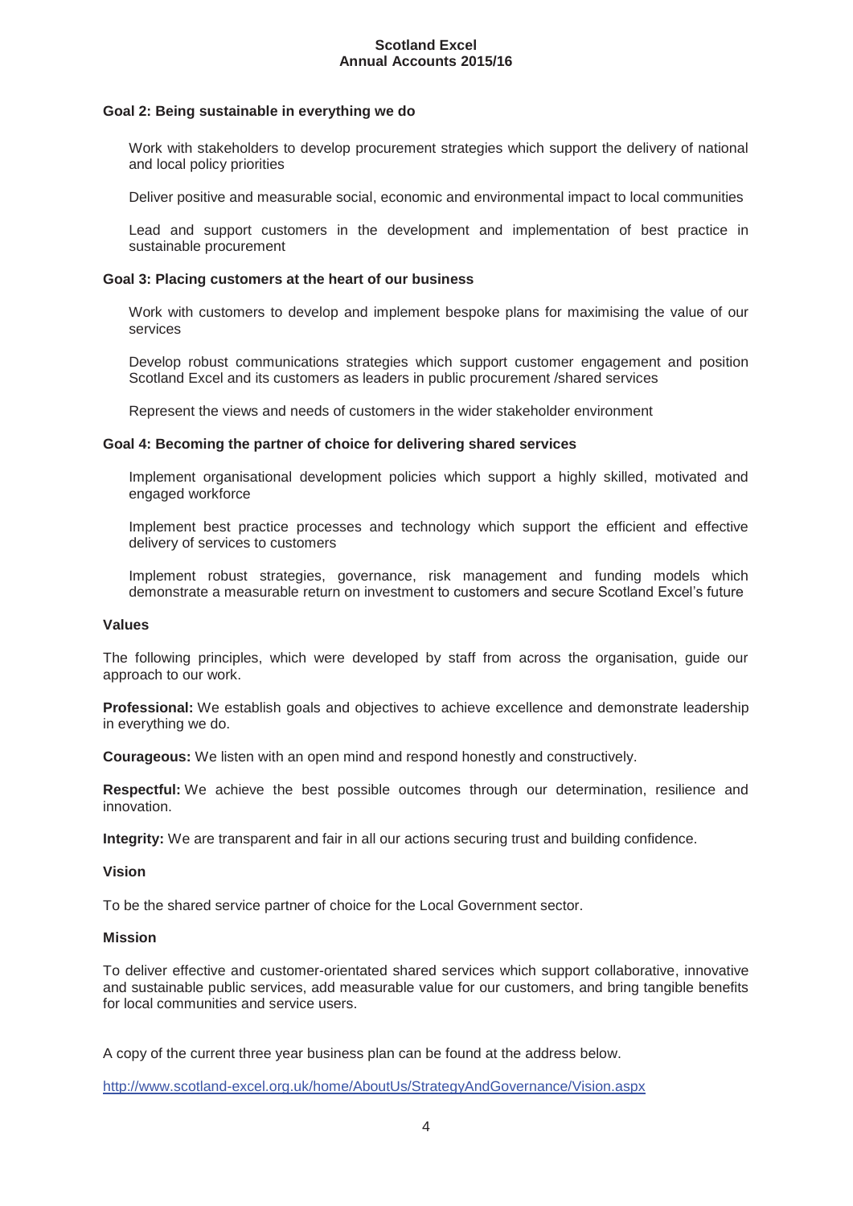**Goal 2: Being sustainable in everything we do**

Work with stakeholders to develop procurement strategies which support the delivery of national and local policy priorities

Deliver positive and measurable social, economic and environmental impact to local communities

Lead and support customers in the development and implementation of best practice in sustainable procurement

**Goal 3: Placing customers at the heart of our business**

Work with customers to develop and implement bespoke plans for maximising the value of our services

Develop robust communications strategies which support customer engagement and position Scotland Excel and its customers as leaders in public procurement /shared services

Represent the views and needs of customers in the wider stakeholder environment

**Goal 4: Becoming the partner of choice for delivering shared services**

Implement organisational development policies which support a highly skilled, motivated and engaged workforce

Implement best practice processes and technology which support the efficient and effective delivery of services to customers

Implement robust strategies, governance, risk management and funding models which demonstrate a measurable return on investment to customers and secure Scotland Excel's future

**Values**

The following principles, which were developed by staff from across the organisation, guide our approach to our work.

**Professional:** We establish goals and objectives to achieve excellence and demonstrate leadership in everything we do.

**Courageous:** We listen with an open mind and respond honestly and constructively.

**Respectful:** We achieve the best possible outcomes through our determination, resilience and innovation.

**Integrity:** We are transparent and fair in all our actions securing trust and building confidence.

**Vision**

To be the shared service partner of choice for the Local Government sector.

**Mission**

To deliver effective and customer-orientated shared services which support collaborative, innovative and sustainable public services, add measurable value for our customers, and bring tangible benefits for local communities and service users.

A copy of the current three year business plan can be found at the address below.

http://www.scotland-excel.org.uk/home/AboutUs/StrategyAndGovernance/Vision.aspx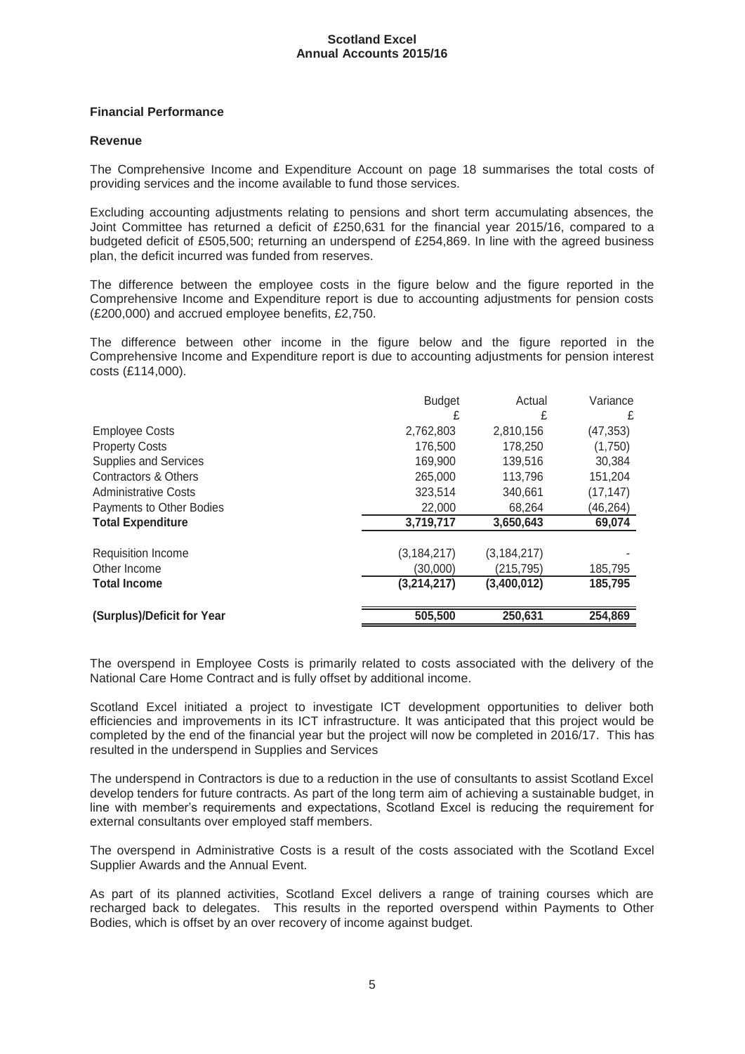## Financial Performance

### Revenue

The Comprehensive Income and Expenditure Account on page 18 summarises the total costs of providing services and the income available to fund those services.

Excluding accounting adjustments relating to pensions and short term accumulating absences, the Joint Committee has returned a deficit of £250,631 for the financial year 2015/16, compared to a budgeted deficit of £505,500; returning an underspend of £254,869. In line with the agreed business plan, the deficit incurred was funded from reserves.

The difference between the employee costs in the figure below and the figure reported in the Comprehensive Income and Expenditure report is due to accounting adjustments for pension costs (£200,000) and accrued employee benefits, £2,750.

The difference between other income in the figure below and the figure reported in the Comprehensive Income and Expenditure report is due to accounting adjustments for pension interest costs (£114,000).

| | Budget | Actual | Variance |
|---|---|---|---|
| | £ | £ | £ |
| Employee Costs | 2,762,803 | 2,810,156 | (47,353) |
| Property Costs | 176,500 | 178,250 | (1,750) |
| Supplies and Services | 169,900 | 139,516 | 30,384 |
| Contractors & Others | 265,000 | 113,796 | 151,204 |
| Administrative Costs | 323,514 | 340,661 | (17,147) |
| Payments to Other Bodies | 22,000 | 68,264 | (46,264) |
| **Total Expenditure** | **3,719,717** | **3,650,643** | **69,074** |
| Requisition Income | (3,184,217) | (3,184,217) | - |
| Other Income | (30,000) | (215,795) | 185,795 |
| **Total Income** | **(3,214,217)** | **(3,400,012)** | **185,795** |
| **(Surplus)/Deficit for Year** | **505,500** | **250,631** | **254,869** |

The overspend in Employee Costs is primarily related to costs associated with the delivery of the National Care Home Contract and is fully offset by additional income.

Scotland Excel initiated a project to investigate ICT development opportunities to deliver both efficiencies and improvements in its ICT infrastructure. It was anticipated that this project would be completed by the end of the financial year but the project will now be completed in 2016/17. This has resulted in the underspend in Supplies and Services

The underspend in Contractors is due to a reduction in the use of consultants to assist Scotland Excel develop tenders for future contracts. As part of the long term aim of achieving a sustainable budget, in line with member's requirements and expectations, Scotland Excel is reducing the requirement for external consultants over employed staff members.

The overspend in Administrative Costs is a result of the costs associated with the Scotland Excel Supplier Awards and the Annual Event.

As part of its planned activities, Scotland Excel delivers a range of training courses which are recharged back to delegates. This results in the reported overspend within Payments to Other Bodies, which is offset by an over recovery of income against budget.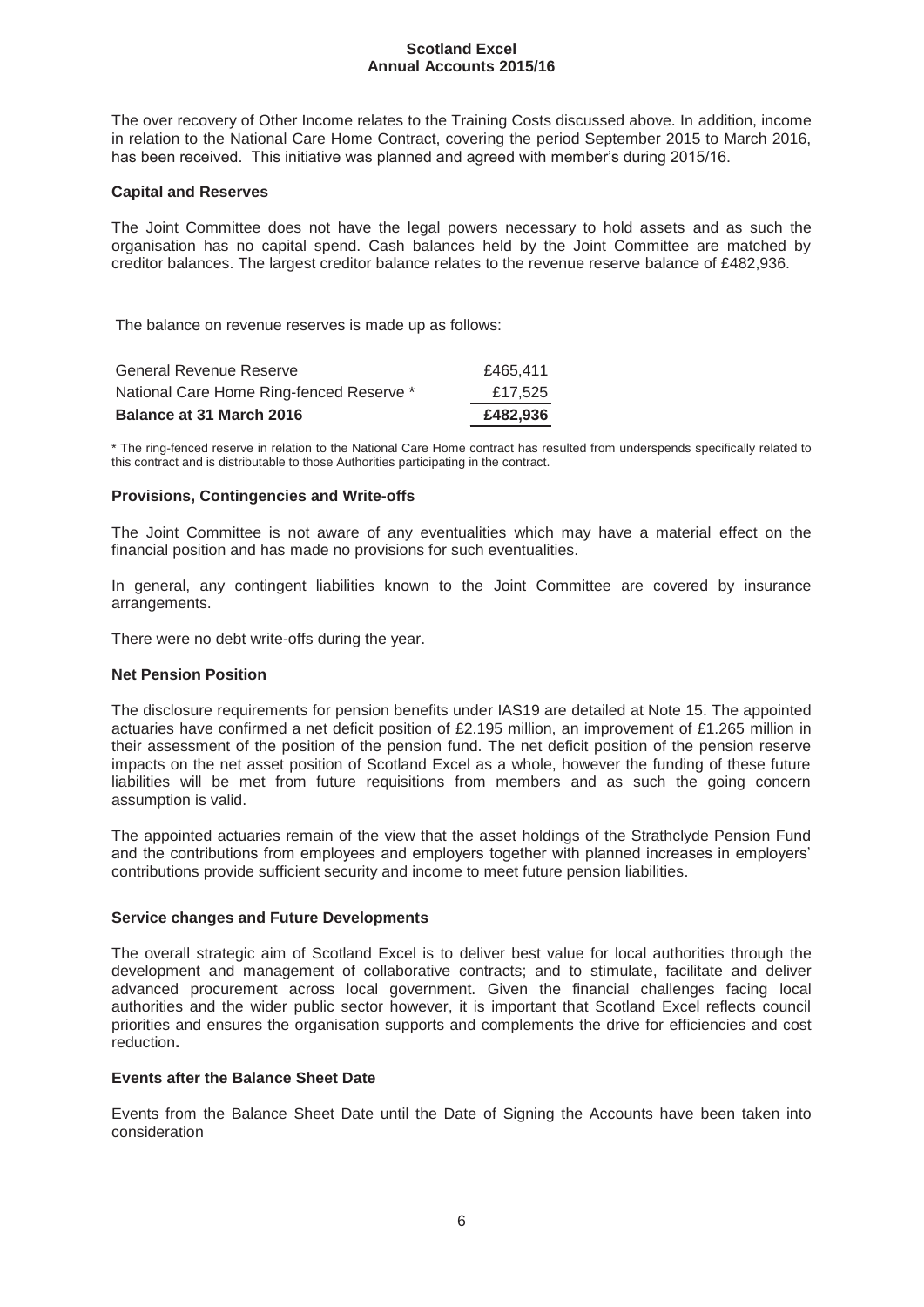The over recovery of Other Income relates to the Training Costs discussed above. In addition, income in relation to the National Care Home Contract, covering the period September 2015 to March 2016, has been received. This initiative was planned and agreed with member's during 2015/16.

### Capital and Reserves

The Joint Committee does not have the legal powers necessary to hold assets and as such the organisation has no capital spend. Cash balances held by the Joint Committee are matched by creditor balances. The largest creditor balance relates to the revenue reserve balance of £482,936.

The balance on revenue reserves is made up as follows:

| | |
|---|---|
| General Revenue Reserve | £465,411 |
| National Care Home Ring-fenced Reserve * | £17,525 |
| **Balance at 31 March 2016** | **£482,936** |

\* The ring-fenced reserve in relation to the National Care Home contract has resulted from underspends specifically related to this contract and is distributable to those Authorities participating in the contract.

### Provisions, Contingencies and Write-offs

The Joint Committee is not aware of any eventualities which may have a material effect on the financial position and has made no provisions for such eventualities.

In general, any contingent liabilities known to the Joint Committee are covered by insurance arrangements.

There were no debt write-offs during the year.

### Net Pension Position

The disclosure requirements for pension benefits under IAS19 are detailed at Note 15. The appointed actuaries have confirmed a net deficit position of £2.195 million, an improvement of £1.265 million in their assessment of the position of the pension fund. The net deficit position of the pension reserve impacts on the net asset position of Scotland Excel as a whole, however the funding of these future liabilities will be met from future requisitions from members and as such the going concern assumption is valid.

The appointed actuaries remain of the view that the asset holdings of the Strathclyde Pension Fund and the contributions from employees and employers together with planned increases in employers' contributions provide sufficient security and income to meet future pension liabilities.

### Service changes and Future Developments

The overall strategic aim of Scotland Excel is to deliver best value for local authorities through the development and management of collaborative contracts; and to stimulate, facilitate and deliver advanced procurement across local government. Given the financial challenges facing local authorities and the wider public sector however, it is important that Scotland Excel reflects council priorities and ensures the organisation supports and complements the drive for efficiencies and cost reduction**.**

### Events after the Balance Sheet Date

Events from the Balance Sheet Date until the Date of Signing the Accounts have been taken into consideration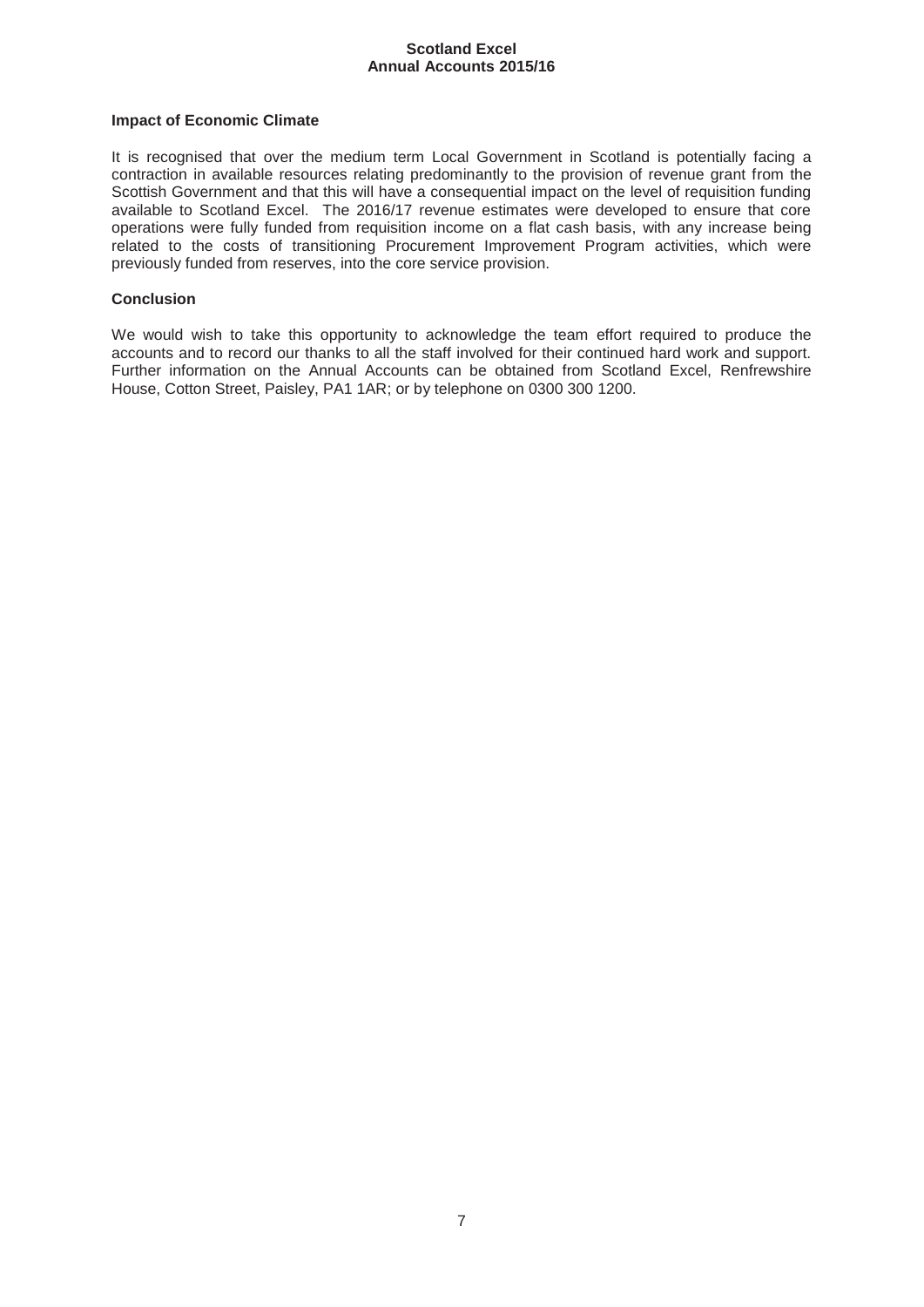### Impact of Economic Climate

It is recognised that over the medium term Local Government in Scotland is potentially facing a contraction in available resources relating predominantly to the provision of revenue grant from the Scottish Government and that this will have a consequential impact on the level of requisition funding available to Scotland Excel. The 2016/17 revenue estimates were developed to ensure that core operations were fully funded from requisition income on a flat cash basis, with any increase being related to the costs of transitioning Procurement Improvement Program activities, which were previously funded from reserves, into the core service provision.

### Conclusion

We would wish to take this opportunity to acknowledge the team effort required to produce the accounts and to record our thanks to all the staff involved for their continued hard work and support. Further information on the Annual Accounts can be obtained from Scotland Excel, Renfrewshire House, Cotton Street, Paisley, PA1 1AR; or by telephone on 0300 300 1200.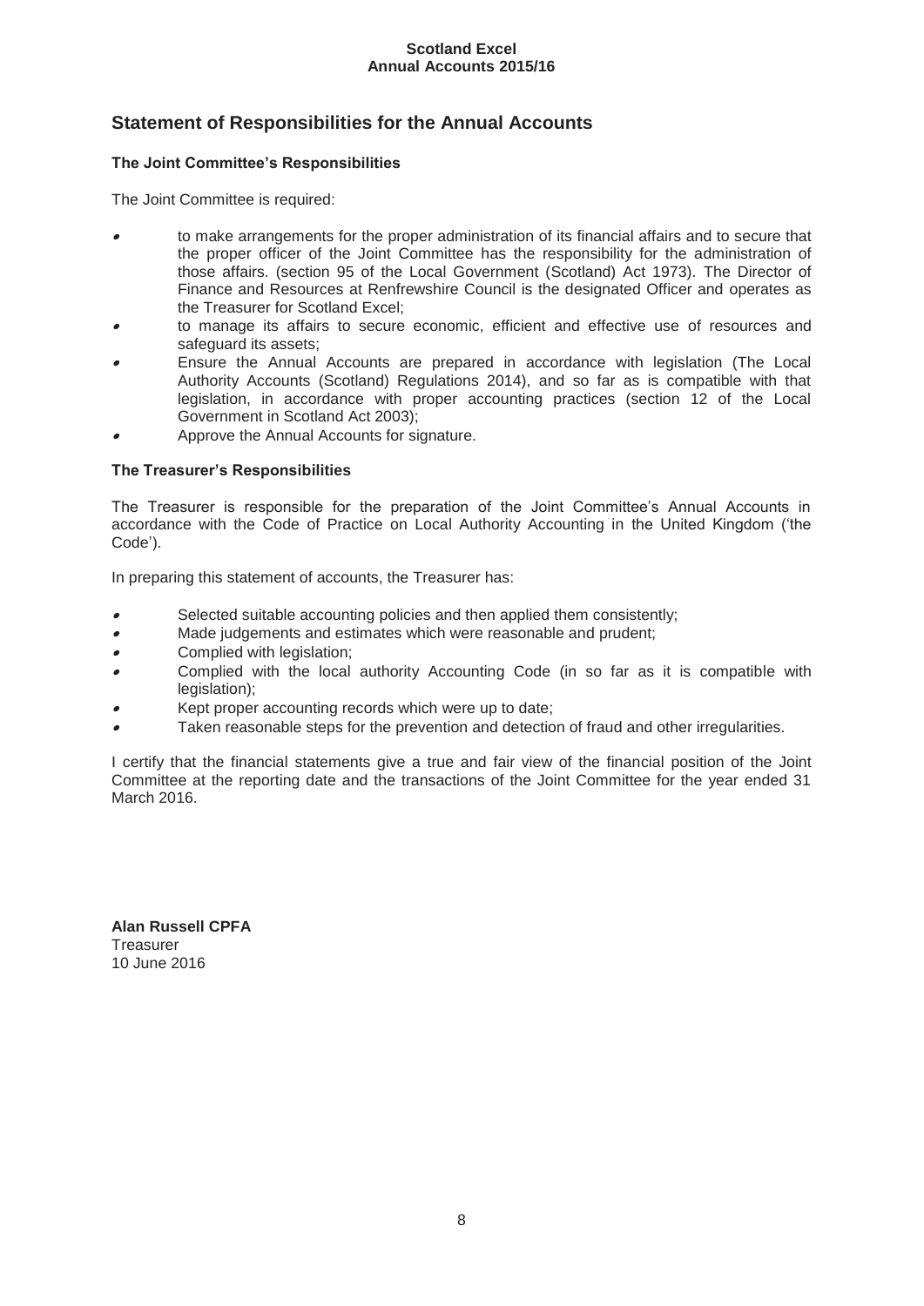## Statement of Responsibilities for the Annual Accounts

### The Joint Committee's Responsibilities

The Joint Committee is required:

- to make arrangements for the proper administration of its financial affairs and to secure that the proper officer of the Joint Committee has the responsibility for the administration of those affairs. (section 95 of the Local Government (Scotland) Act 1973). The Director of Finance and Resources at Renfrewshire Council is the designated Officer and operates as the Treasurer for Scotland Excel;
- to manage its affairs to secure economic, efficient and effective use of resources and safeguard its assets;
- Ensure the Annual Accounts are prepared in accordance with legislation (The Local Authority Accounts (Scotland) Regulations 2014), and so far as is compatible with that legislation, in accordance with proper accounting practices (section 12 of the Local Government in Scotland Act 2003);
- Approve the Annual Accounts for signature.

### The Treasurer's Responsibilities

The Treasurer is responsible for the preparation of the Joint Committee's Annual Accounts in accordance with the Code of Practice on Local Authority Accounting in the United Kingdom ('the Code').

In preparing this statement of accounts, the Treasurer has:

- Selected suitable accounting policies and then applied them consistently;
- Made judgements and estimates which were reasonable and prudent;
- Complied with legislation;
- Complied with the local authority Accounting Code (in so far as it is compatible with legislation);
- Kept proper accounting records which were up to date;
- Taken reasonable steps for the prevention and detection of fraud and other irregularities.

I certify that the financial statements give a true and fair view of the financial position of the Joint Committee at the reporting date and the transactions of the Joint Committee for the year ended 31 March 2016.

**Alan Russell CPFA**
Treasurer
10 June 2016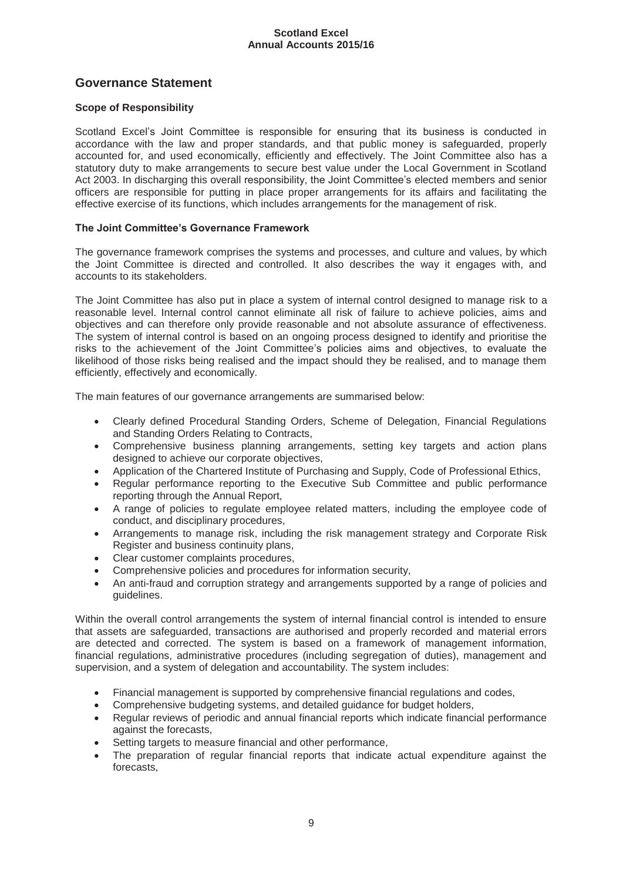## Governance Statement

### Scope of Responsibility

Scotland Excel's Joint Committee is responsible for ensuring that its business is conducted in accordance with the law and proper standards, and that public money is safeguarded, properly accounted for, and used economically, efficiently and effectively. The Joint Committee also has a statutory duty to make arrangements to secure best value under the Local Government in Scotland Act 2003. In discharging this overall responsibility, the Joint Committee's elected members and senior officers are responsible for putting in place proper arrangements for its affairs and facilitating the effective exercise of its functions, which includes arrangements for the management of risk.

### The Joint Committee's Governance Framework

The governance framework comprises the systems and processes, and culture and values, by which the Joint Committee is directed and controlled. It also describes the way it engages with, and accounts to its stakeholders.

The Joint Committee has also put in place a system of internal control designed to manage risk to a reasonable level. Internal control cannot eliminate all risk of failure to achieve policies, aims and objectives and can therefore only provide reasonable and not absolute assurance of effectiveness. The system of internal control is based on an ongoing process designed to identify and prioritise the risks to the achievement of the Joint Committee's policies aims and objectives, to evaluate the likelihood of those risks being realised and the impact should they be realised, and to manage them efficiently, effectively and economically.

The main features of our governance arrangements are summarised below:

- Clearly defined Procedural Standing Orders, Scheme of Delegation, Financial Regulations and Standing Orders Relating to Contracts,
- Comprehensive business planning arrangements, setting key targets and action plans designed to achieve our corporate objectives,
- Application of the Chartered Institute of Purchasing and Supply, Code of Professional Ethics,
- Regular performance reporting to the Executive Sub Committee and public performance reporting through the Annual Report,
- A range of policies to regulate employee related matters, including the employee code of conduct, and disciplinary procedures,
- Arrangements to manage risk, including the risk management strategy and Corporate Risk Register and business continuity plans,
- Clear customer complaints procedures,
- Comprehensive policies and procedures for information security,
- An anti-fraud and corruption strategy and arrangements supported by a range of policies and guidelines.

Within the overall control arrangements the system of internal financial control is intended to ensure that assets are safeguarded, transactions are authorised and properly recorded and material errors are detected and corrected. The system is based on a framework of management information, financial regulations, administrative procedures (including segregation of duties), management and supervision, and a system of delegation and accountability. The system includes:

- Financial management is supported by comprehensive financial regulations and codes,
- Comprehensive budgeting systems, and detailed guidance for budget holders,
- Regular reviews of periodic and annual financial reports which indicate financial performance against the forecasts,
- Setting targets to measure financial and other performance,
- The preparation of regular financial reports that indicate actual expenditure against the forecasts,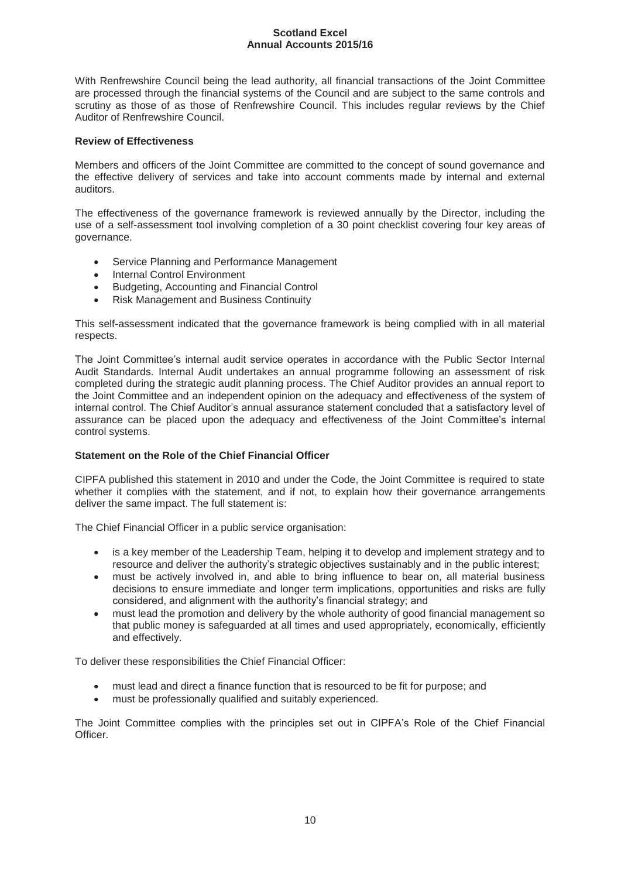With Renfrewshire Council being the lead authority, all financial transactions of the Joint Committee are processed through the financial systems of the Council and are subject to the same controls and scrutiny as those of as those of Renfrewshire Council. This includes regular reviews by the Chief Auditor of Renfrewshire Council.

**Review of Effectiveness**

Members and officers of the Joint Committee are committed to the concept of sound governance and the effective delivery of services and take into account comments made by internal and external auditors.

The effectiveness of the governance framework is reviewed annually by the Director, including the use of a self-assessment tool involving completion of a 30 point checklist covering four key areas of governance.

- Service Planning and Performance Management
- Internal Control Environment
- Budgeting, Accounting and Financial Control
- Risk Management and Business Continuity

This self-assessment indicated that the governance framework is being complied with in all material respects.

The Joint Committee's internal audit service operates in accordance with the Public Sector Internal Audit Standards. Internal Audit undertakes an annual programme following an assessment of risk completed during the strategic audit planning process. The Chief Auditor provides an annual report to the Joint Committee and an independent opinion on the adequacy and effectiveness of the system of internal control. The Chief Auditor's annual assurance statement concluded that a satisfactory level of assurance can be placed upon the adequacy and effectiveness of the Joint Committee's internal control systems.

**Statement on the Role of the Chief Financial Officer**

CIPFA published this statement in 2010 and under the Code, the Joint Committee is required to state whether it complies with the statement, and if not, to explain how their governance arrangements deliver the same impact. The full statement is:

The Chief Financial Officer in a public service organisation:

- is a key member of the Leadership Team, helping it to develop and implement strategy and to resource and deliver the authority's strategic objectives sustainably and in the public interest;
- must be actively involved in, and able to bring influence to bear on, all material business decisions to ensure immediate and longer term implications, opportunities and risks are fully considered, and alignment with the authority's financial strategy; and
- must lead the promotion and delivery by the whole authority of good financial management so that public money is safeguarded at all times and used appropriately, economically, efficiently and effectively.

To deliver these responsibilities the Chief Financial Officer:

- must lead and direct a finance function that is resourced to be fit for purpose; and
- must be professionally qualified and suitably experienced.

The Joint Committee complies with the principles set out in CIPFA's Role of the Chief Financial Officer.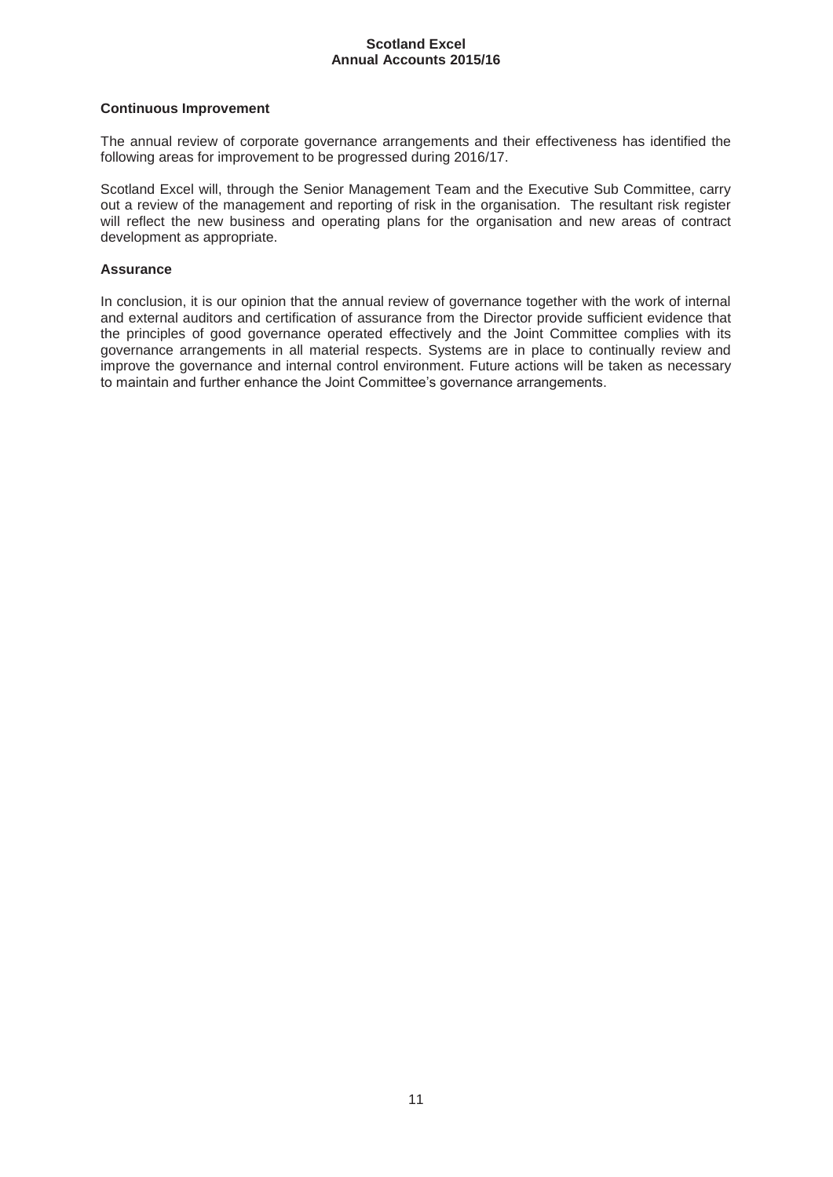### Continuous Improvement

The annual review of corporate governance arrangements and their effectiveness has identified the following areas for improvement to be progressed during 2016/17.

Scotland Excel will, through the Senior Management Team and the Executive Sub Committee, carry out a review of the management and reporting of risk in the organisation. The resultant risk register will reflect the new business and operating plans for the organisation and new areas of contract development as appropriate.

### Assurance

In conclusion, it is our opinion that the annual review of governance together with the work of internal and external auditors and certification of assurance from the Director provide sufficient evidence that the principles of good governance operated effectively and the Joint Committee complies with its governance arrangements in all material respects. Systems are in place to continually review and improve the governance and internal control environment. Future actions will be taken as necessary to maintain and further enhance the Joint Committee's governance arrangements.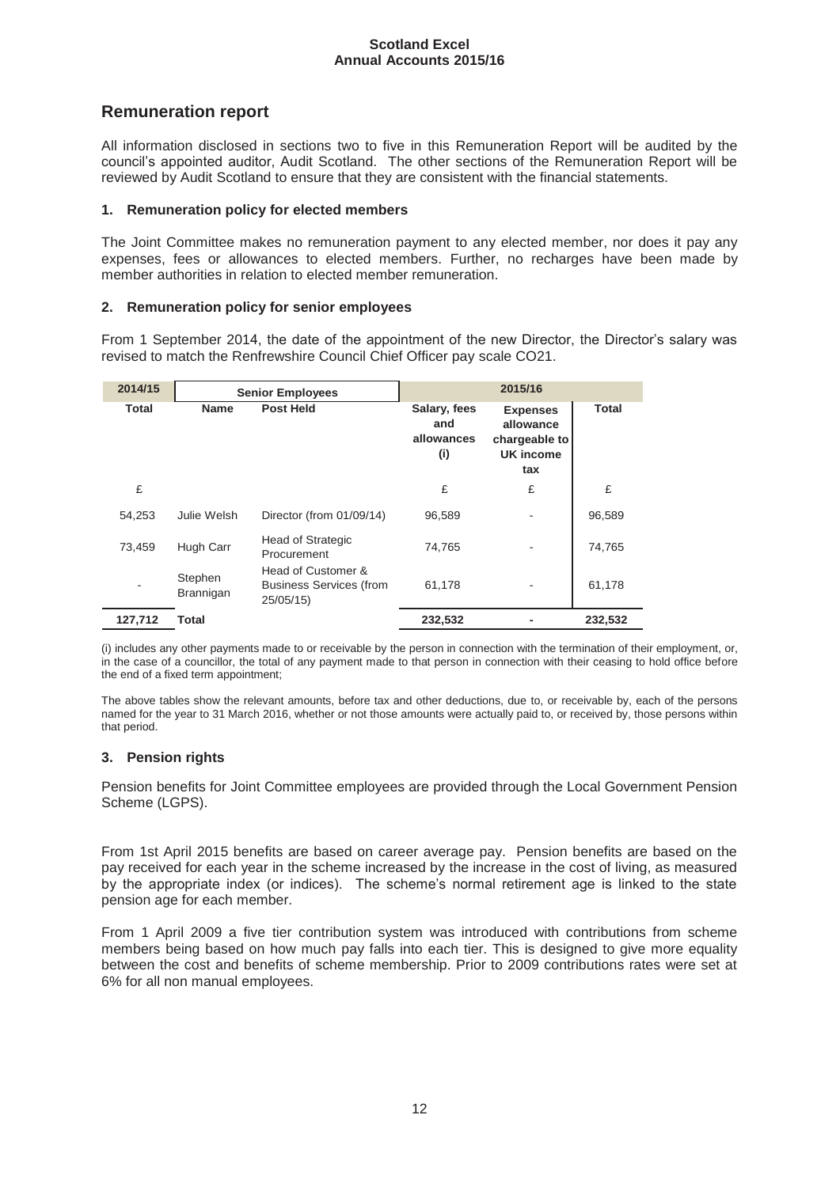## Remuneration report

All information disclosed in sections two to five in this Remuneration Report will be audited by the council's appointed auditor, Audit Scotland. The other sections of the Remuneration Report will be reviewed by Audit Scotland to ensure that they are consistent with the financial statements.

### 1. Remuneration policy for elected members

The Joint Committee makes no remuneration payment to any elected member, nor does it pay any expenses, fees or allowances to elected members. Further, no recharges have been made by member authorities in relation to elected member remuneration.

### 2. Remuneration policy for senior employees

From 1 September 2014, the date of the appointment of the new Director, the Director's salary was revised to match the Renfrewshire Council Chief Officer pay scale CO21.

| 2014/15 | Senior Employees | | 2015/16 | | |
|---|---|---|---|---|---|
| Total | Name | Post Held | Salary, fees and allowances (i) | Expenses allowance chargeable to UK income tax | Total |
| £ | | | £ | £ | £ |
| 54,253 | Julie Welsh | Director (from 01/09/14) | 96,589 | - | 96,589 |
| 73,459 | Hugh Carr | Head of Strategic Procurement | 74,765 | - | 74,765 |
| - | Stephen Brannigan | Head of Customer & Business Services (from 25/05/15) | 61,178 | - | 61,178 |
| **127,712** | **Total** | | **232,532** | **-** | **232,532** |

(i) includes any other payments made to or receivable by the person in connection with the termination of their employment, or, in the case of a councillor, the total of any payment made to that person in connection with their ceasing to hold office before the end of a fixed term appointment;

The above tables show the relevant amounts, before tax and other deductions, due to, or receivable by, each of the persons named for the year to 31 March 2016, whether or not those amounts were actually paid to, or received by, those persons within that period.

### 3. Pension rights

Pension benefits for Joint Committee employees are provided through the Local Government Pension Scheme (LGPS).

From 1st April 2015 benefits are based on career average pay. Pension benefits are based on the pay received for each year in the scheme increased by the increase in the cost of living, as measured by the appropriate index (or indices). The scheme's normal retirement age is linked to the state pension age for each member.

From 1 April 2009 a five tier contribution system was introduced with contributions from scheme members being based on how much pay falls into each tier. This is designed to give more equality between the cost and benefits of scheme membership. Prior to 2009 contributions rates were set at 6% for all non manual employees.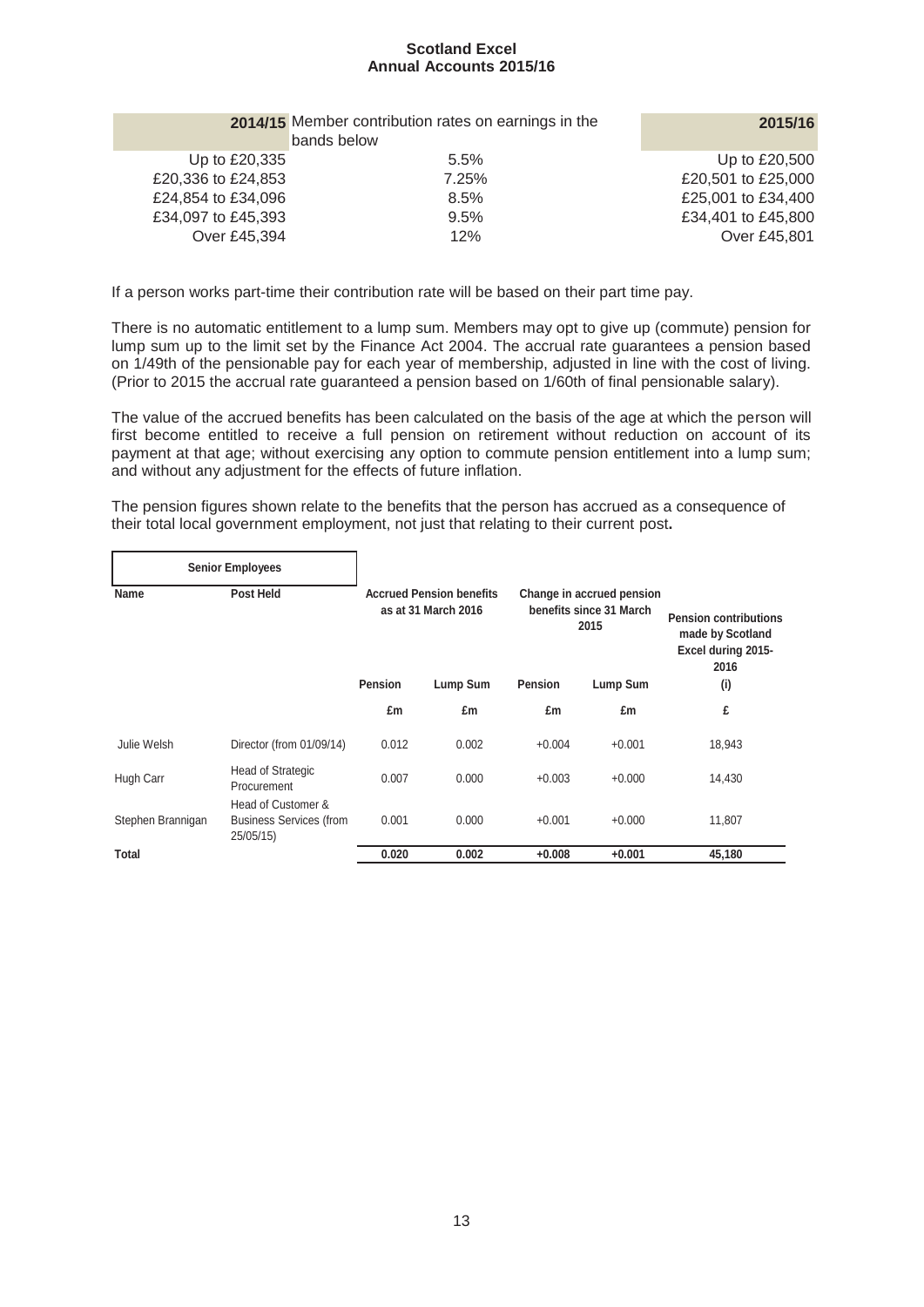| 2014/15 | Member contribution rates on earnings in the bands below | 2015/16 |
|---|---|---|
| Up to £20,335 | 5.5% | Up to £20,500 |
| £20,336 to £24,853 | 7.25% | £20,501 to £25,000 |
| £24,854 to £34,096 | 8.5% | £25,001 to £34,400 |
| £34,097 to £45,393 | 9.5% | £34,401 to £45,800 |
| Over £45,394 | 12% | Over £45,801 |

If a person works part-time their contribution rate will be based on their part time pay.

There is no automatic entitlement to a lump sum. Members may opt to give up (commute) pension for lump sum up to the limit set by the Finance Act 2004. The accrual rate guarantees a pension based on 1/49th of the pensionable pay for each year of membership, adjusted in line with the cost of living. (Prior to 2015 the accrual rate guaranteed a pension based on 1/60th of final pensionable salary).

The value of the accrued benefits has been calculated on the basis of the age at which the person will first become entitled to receive a full pension on retirement without reduction on account of its payment at that age; without exercising any option to commute pension entitlement into a lump sum; and without any adjustment for the effects of future inflation.

The pension figures shown relate to the benefits that the person has accrued as a consequence of their total local government employment, not just that relating to their current post**.**

| Senior Employees | | | | | | |
|---|---|---|---|---|---|---|
| Name | Post Held | Accrued Pension benefits as at 31 March 2016 | | Change in accrued pension benefits since 31 March 2015 | | Pension contributions made by Scotland Excel during 2015-2016 |
| | | Pension | Lump Sum | Pension | Lump Sum | (i) |
| | | £m | £m | £m | £m | £ |
| Julie Welsh | Director (from 01/09/14) | 0.012 | 0.002 | +0.004 | +0.001 | 18,943 |
| Hugh Carr | Head of Strategic Procurement | 0.007 | 0.000 | +0.003 | +0.000 | 14,430 |
| Stephen Brannigan | Head of Customer & Business Services (from 25/05/15) | 0.001 | 0.000 | +0.001 | +0.000 | 11,807 |
| **Total** | | **0.020** | **0.002** | **+0.008** | **+0.001** | **45,180** |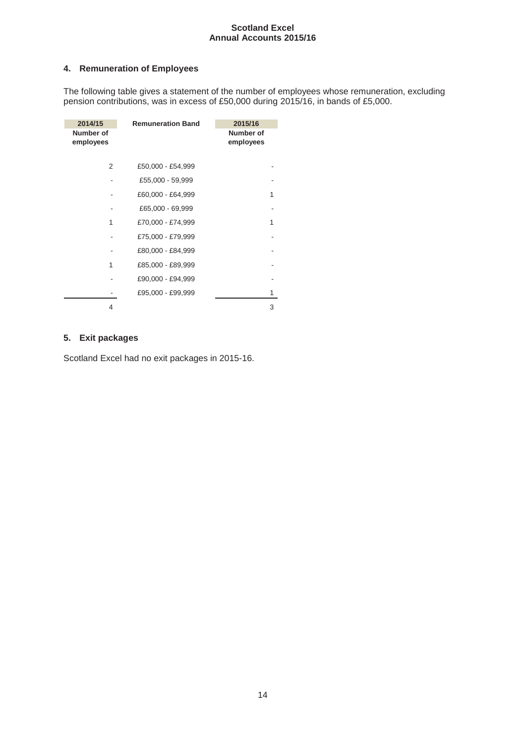## 4. Remuneration of Employees

The following table gives a statement of the number of employees whose remuneration, excluding pension contributions, was in excess of £50,000 during 2015/16, in bands of £5,000.

| 2014/15 Number of employees | Remuneration Band | 2015/16 Number of employees |
|---|---|---|
| 2 | £50,000 - £54,999 | - |
| - | £55,000 - 59,999 | - |
| - | £60,000 - £64,999 | 1 |
| - | £65,000 - 69,999 | - |
| 1 | £70,000 - £74,999 | 1 |
| - | £75,000 - £79,999 | - |
| - | £80,000 - £84,999 | - |
| 1 | £85,000 - £89,999 | - |
| - | £90,000 - £94,999 | - |
| - | £95,000 - £99,999 | 1 |
| 4 | | 3 |

## 5. Exit packages

Scotland Excel had no exit packages in 2015-16.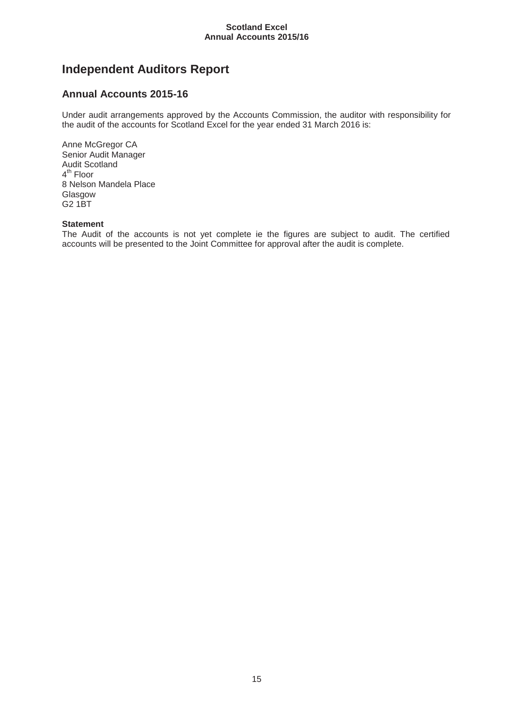# Independent Auditors Report

## Annual Accounts 2015-16

Under audit arrangements approved by the Accounts Commission, the auditor with responsibility for the audit of the accounts for Scotland Excel for the year ended 31 March 2016 is:

Anne McGregor CA  
Senior Audit Manager  
Audit Scotland  
4th Floor  
8 Nelson Mandela Place  
Glasgow  
G2 1BT

**Statement**

The Audit of the accounts is not yet complete ie the figures are subject to audit. The certified accounts will be presented to the Joint Committee for approval after the audit is complete.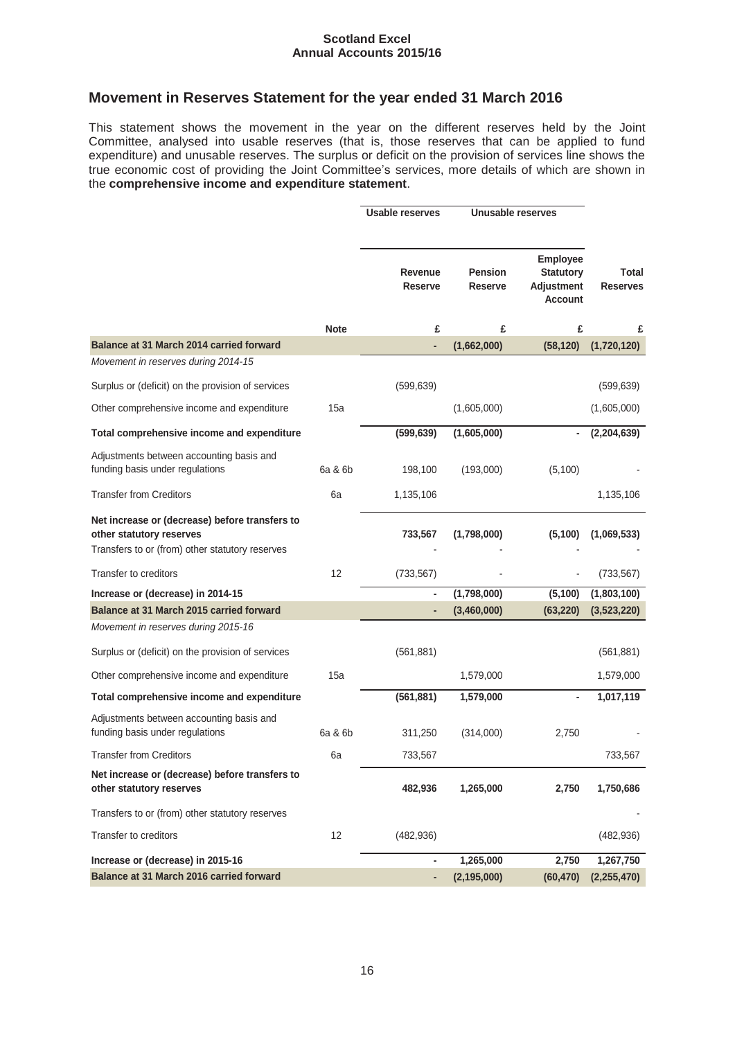## Movement in Reserves Statement for the year ended 31 March 2016

This statement shows the movement in the year on the different reserves held by the Joint Committee, analysed into usable reserves (that is, those reserves that can be applied to fund expenditure) and unusable reserves. The surplus or deficit on the provision of services line shows the true economic cost of providing the Joint Committee's services, more details of which are shown in the **comprehensive income and expenditure statement**.

| | | Usable reserves | Unusable reserves | | |
|---|---|---|---|---|---|
| | | **Revenue Reserve** | **Pension Reserve** | **Employee Statutory Adjustment Account** | **Total Reserves** |
| | **Note** | **£** | **£** | **£** | **£** |
| **Balance at 31 March 2014 carried forward** | | **-** | **(1,662,000)** | **(58,120)** | **(1,720,120)** |
| *Movement in reserves during 2014-15* | | | | | |
| Surplus or (deficit) on the provision of services | | (599,639) | | | (599,639) |
| Other comprehensive income and expenditure | 15a | | (1,605,000) | | (1,605,000) |
| **Total comprehensive income and expenditure** | | **(599,639)** | **(1,605,000)** | **-** | **(2,204,639)** |
| Adjustments between accounting basis and funding basis under regulations | 6a & 6b | 198,100 | (193,000) | (5,100) | - |
| Transfer from Creditors | 6a | 1,135,106 | | | 1,135,106 |
| **Net increase or (decrease) before transfers to other statutory reserves** | | **733,567** | **(1,798,000)** | **(5,100)** | **(1,069,533)** |
| Transfers to or (from) other statutory reserves | | - | - | - | - |
| Transfer to creditors | 12 | (733,567) | - | - | (733,567) |
| **Increase or (decrease) in 2014-15** | | **-** | **(1,798,000)** | **(5,100)** | **(1,803,100)** |
| **Balance at 31 March 2015 carried forward** | | **-** | **(3,460,000)** | **(63,220)** | **(3,523,220)** |
| *Movement in reserves during 2015-16* | | | | | |
| Surplus or (deficit) on the provision of services | | (561,881) | | | (561,881) |
| Other comprehensive income and expenditure | 15a | | 1,579,000 | | 1,579,000 |
| **Total comprehensive income and expenditure** | | **(561,881)** | **1,579,000** | **-** | **1,017,119** |
| Adjustments between accounting basis and funding basis under regulations | 6a & 6b | 311,250 | (314,000) | 2,750 | - |
| Transfer from Creditors | 6a | 733,567 | | | 733,567 |
| **Net increase or (decrease) before transfers to other statutory reserves** | | **482,936** | **1,265,000** | **2,750** | **1,750,686** |
| Transfers to or (from) other statutory reserves | | | | | - |
| Transfer to creditors | 12 | (482,936) | | | (482,936) |
| **Increase or (decrease) in 2015-16** | | **-** | **1,265,000** | **2,750** | **1,267,750** |
| **Balance at 31 March 2016 carried forward** | | **-** | **(2,195,000)** | **(60,470)** | **(2,255,470)** |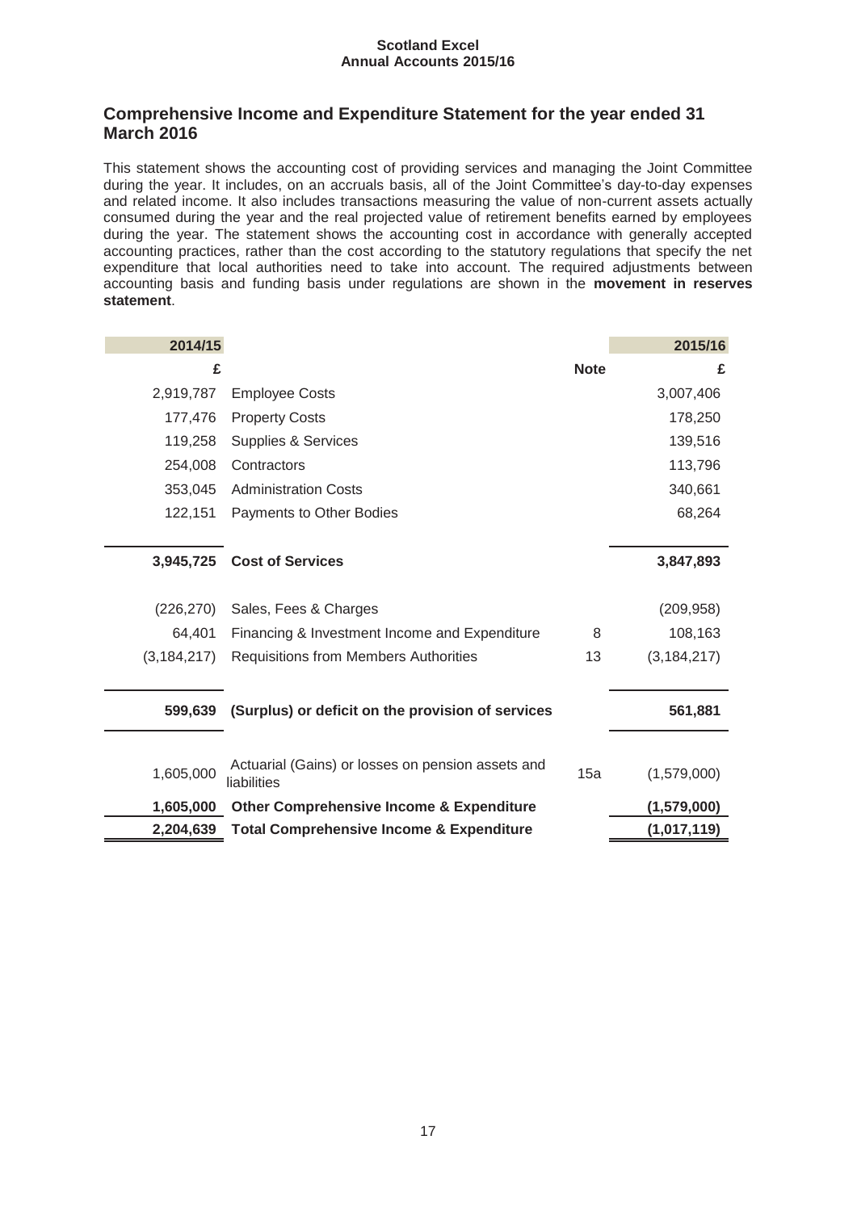## Comprehensive Income and Expenditure Statement for the year ended 31 March 2016

This statement shows the accounting cost of providing services and managing the Joint Committee during the year. It includes, on an accruals basis, all of the Joint Committee's day-to-day expenses and related income. It also includes transactions measuring the value of non-current assets actually consumed during the year and the real projected value of retirement benefits earned by employees during the year. The statement shows the accounting cost in accordance with generally accepted accounting practices, rather than the cost according to the statutory regulations that specify the net expenditure that local authorities need to take into account. The required adjustments between accounting basis and funding basis under regulations are shown in the **movement in reserves statement**.

| 2014/15 | | | 2015/16 |
|---|---|---|---|
| £ | | Note | £ |
| 2,919,787 | Employee Costs | | 3,007,406 |
| 177,476 | Property Costs | | 178,250 |
| 119,258 | Supplies & Services | | 139,516 |
| 254,008 | Contractors | | 113,796 |
| 353,045 | Administration Costs | | 340,661 |
| 122,151 | Payments to Other Bodies | | 68,264 |
| **3,945,725** | **Cost of Services** | | **3,847,893** |
| (226,270) | Sales, Fees & Charges | | (209,958) |
| 64,401 | Financing & Investment Income and Expenditure | 8 | 108,163 |
| (3,184,217) | Requisitions from Members Authorities | 13 | (3,184,217) |
| **599,639** | **(Surplus) or deficit on the provision of services** | | **561,881** |
| 1,605,000 | Actuarial (Gains) or losses on pension assets and liabilities | 15a | (1,579,000) |
| **1,605,000** | **Other Comprehensive Income & Expenditure** | | **(1,579,000)** |
| **2,204,639** | **Total Comprehensive Income & Expenditure** | | **(1,017,119)** |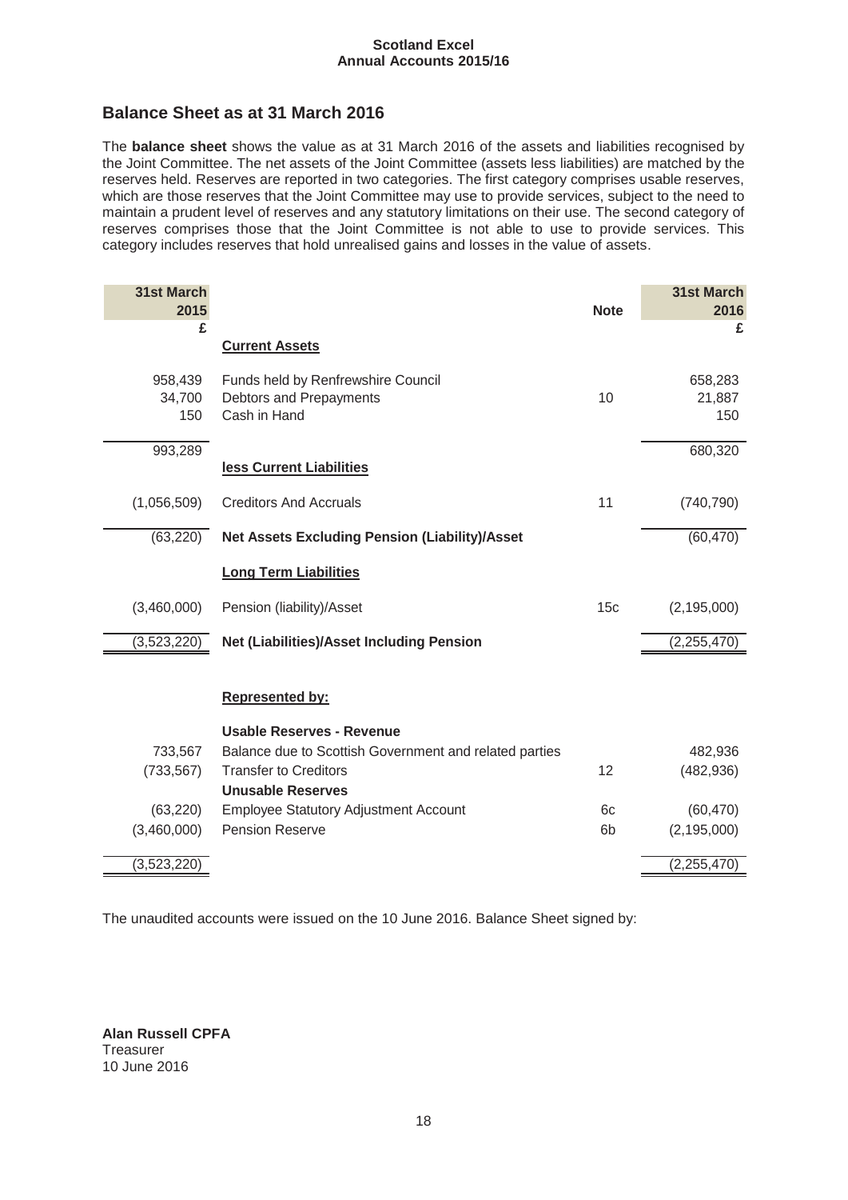## Balance Sheet as at 31 March 2016

The **balance sheet** shows the value as at 31 March 2016 of the assets and liabilities recognised by the Joint Committee. The net assets of the Joint Committee (assets less liabilities) are matched by the reserves held. Reserves are reported in two categories. The first category comprises usable reserves, which are those reserves that the Joint Committee may use to provide services, subject to the need to maintain a prudent level of reserves and any statutory limitations on their use. The second category of reserves comprises those that the Joint Committee is not able to use to provide services. This category includes reserves that hold unrealised gains and losses in the value of assets.

| 31st March 2015 £ | | Note | 31st March 2016 £ |
|---|---|---|---|
| | **Current Assets** | | |
| 958,439 | Funds held by Renfrewshire Council | | 658,283 |
| 34,700 | Debtors and Prepayments | 10 | 21,887 |
| 150 | Cash in Hand | | 150 |
| 993,289 | | | 680,320 |
| | **less Current Liabilities** | | |
| (1,056,509) | Creditors And Accruals | 11 | (740,790) |
| (63,220) | **Net Assets Excluding Pension (Liability)/Asset** | | (60,470) |
| | **Long Term Liabilities** | | |
| (3,460,000) | Pension (liability)/Asset | 15c | (2,195,000) |
| (3,523,220) | **Net (Liabilities)/Asset Including Pension** | | (2,255,470) |
| | **Represented by:** | | |
| | **Usable Reserves - Revenue** | | |
| 733,567 | Balance due to Scottish Government and related parties | | 482,936 |
| (733,567) | Transfer to Creditors | 12 | (482,936) |
| | **Unusable Reserves** | | |
| (63,220) | Employee Statutory Adjustment Account | 6c | (60,470) |
| (3,460,000) | Pension Reserve | 6b | (2,195,000) |
| (3,523,220) | | | (2,255,470) |

The unaudited accounts were issued on the 10 June 2016. Balance Sheet signed by:

**Alan Russell CPFA**
Treasurer
10 June 2016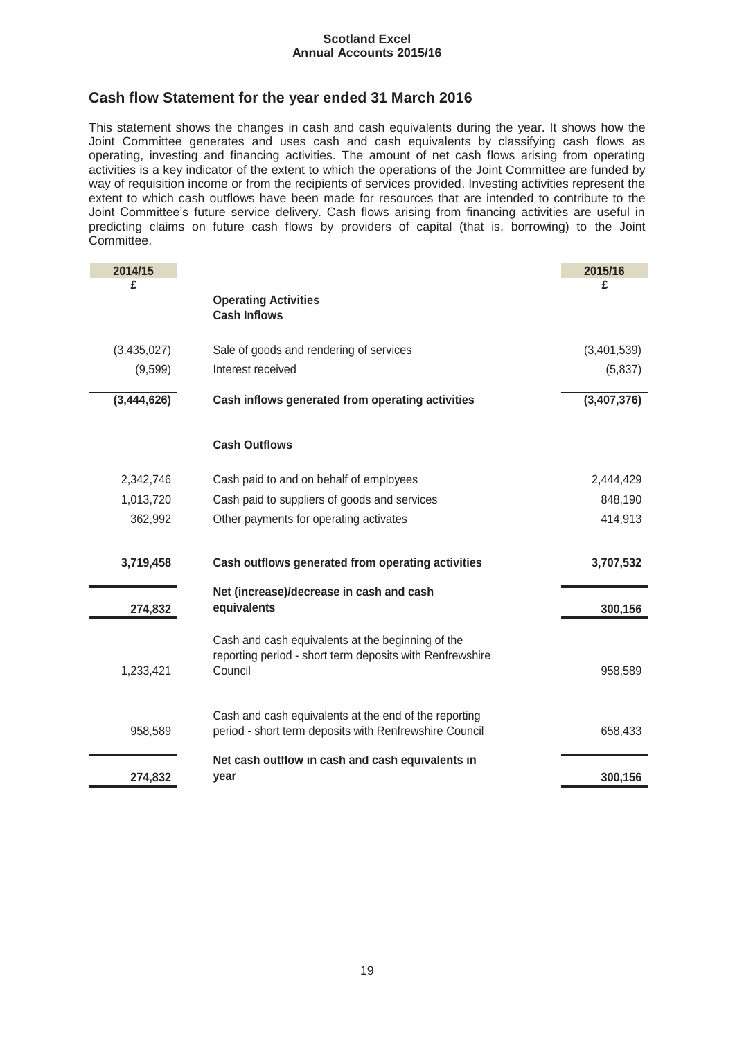## Cash flow Statement for the year ended 31 March 2016

This statement shows the changes in cash and cash equivalents during the year. It shows how the Joint Committee generates and uses cash and cash equivalents by classifying cash flows as operating, investing and financing activities. The amount of net cash flows arising from operating activities is a key indicator of the extent to which the operations of the Joint Committee are funded by way of requisition income or from the recipients of services provided. Investing activities represent the extent to which cash outflows have been made for resources that are intended to contribute to the Joint Committee's future service delivery. Cash flows arising from financing activities are useful in predicting claims on future cash flows by providers of capital (that is, borrowing) to the Joint Committee.

| 2014/15 £ | | 2015/16 £ |
|---|---|---|
| | **Operating Activities** | |
| | **Cash Inflows** | |
| (3,435,027) | Sale of goods and rendering of services | (3,401,539) |
| (9,599) | Interest received | (5,837) |
| **(3,444,626)** | **Cash inflows generated from operating activities** | **(3,407,376)** |
| | **Cash Outflows** | |
| 2,342,746 | Cash paid to and on behalf of employees | 2,444,429 |
| 1,013,720 | Cash paid to suppliers of goods and services | 848,190 |
| 362,992 | Other payments for operating activates | 414,913 |
| **3,719,458** | **Cash outflows generated from operating activities** | **3,707,532** |
| **274,832** | **Net (increase)/decrease in cash and cash equivalents** | **300,156** |
| 1,233,421 | Cash and cash equivalents at the beginning of the reporting period - short term deposits with Renfrewshire Council | 958,589 |
| 958,589 | Cash and cash equivalents at the end of the reporting period - short term deposits with Renfrewshire Council | 658,433 |
| **274,832** | **Net cash outflow in cash and cash equivalents in year** | **300,156** |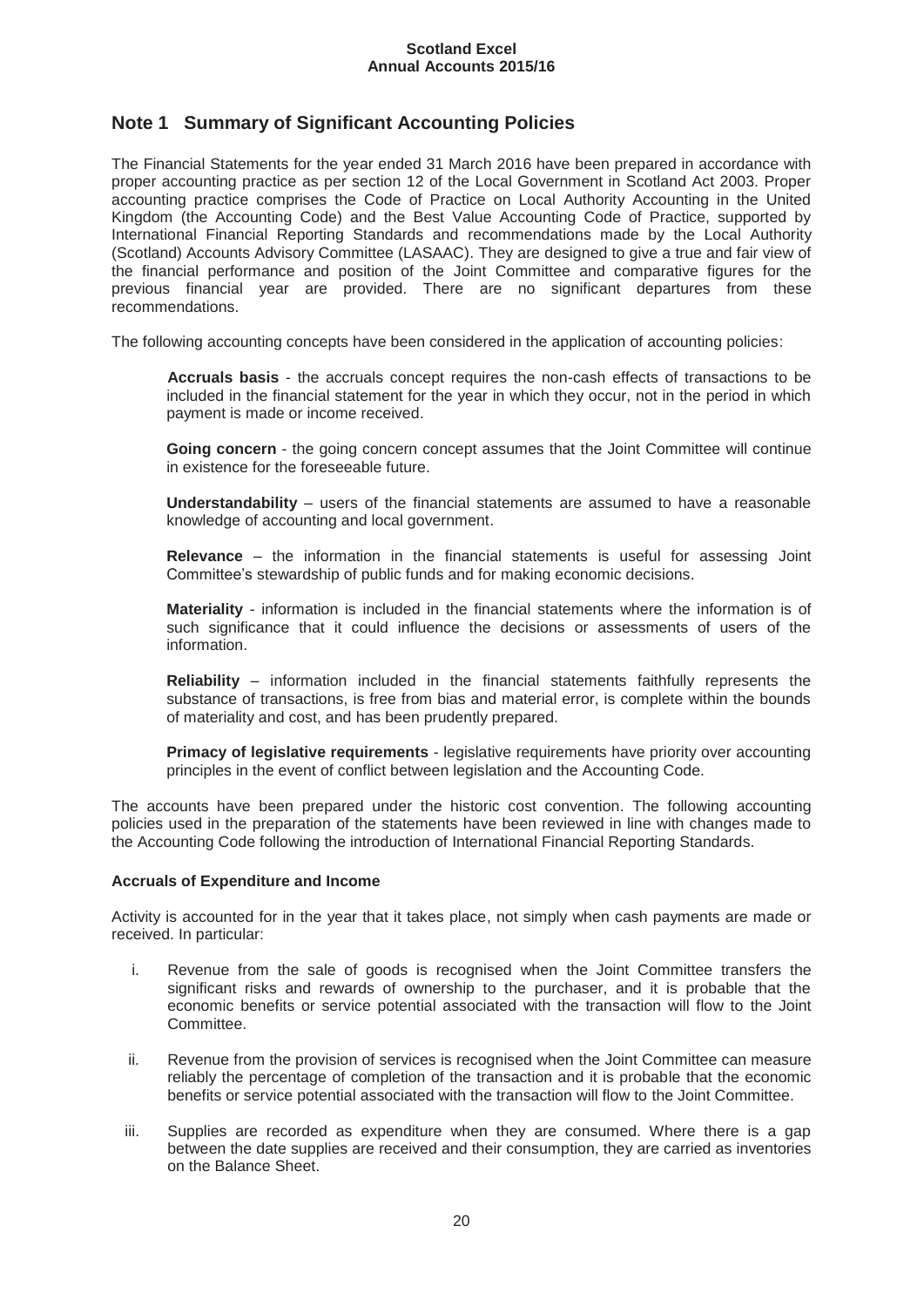## Note 1 Summary of Significant Accounting Policies

The Financial Statements for the year ended 31 March 2016 have been prepared in accordance with proper accounting practice as per section 12 of the Local Government in Scotland Act 2003. Proper accounting practice comprises the Code of Practice on Local Authority Accounting in the United Kingdom (the Accounting Code) and the Best Value Accounting Code of Practice, supported by International Financial Reporting Standards and recommendations made by the Local Authority (Scotland) Accounts Advisory Committee (LASAAC). They are designed to give a true and fair view of the financial performance and position of the Joint Committee and comparative figures for the previous financial year are provided. There are no significant departures from these recommendations.

The following accounting concepts have been considered in the application of accounting policies:

**Accruals basis** - the accruals concept requires the non-cash effects of transactions to be included in the financial statement for the year in which they occur, not in the period in which payment is made or income received.

**Going concern** - the going concern concept assumes that the Joint Committee will continue in existence for the foreseeable future.

**Understandability** – users of the financial statements are assumed to have a reasonable knowledge of accounting and local government.

**Relevance** – the information in the financial statements is useful for assessing Joint Committee's stewardship of public funds and for making economic decisions.

**Materiality** - information is included in the financial statements where the information is of such significance that it could influence the decisions or assessments of users of the information.

**Reliability** – information included in the financial statements faithfully represents the substance of transactions, is free from bias and material error, is complete within the bounds of materiality and cost, and has been prudently prepared.

**Primacy of legislative requirements** - legislative requirements have priority over accounting principles in the event of conflict between legislation and the Accounting Code.

The accounts have been prepared under the historic cost convention. The following accounting policies used in the preparation of the statements have been reviewed in line with changes made to the Accounting Code following the introduction of International Financial Reporting Standards.

**Accruals of Expenditure and Income**

Activity is accounted for in the year that it takes place, not simply when cash payments are made or received. In particular:

i. Revenue from the sale of goods is recognised when the Joint Committee transfers the significant risks and rewards of ownership to the purchaser, and it is probable that the economic benefits or service potential associated with the transaction will flow to the Joint Committee.

ii. Revenue from the provision of services is recognised when the Joint Committee can measure reliably the percentage of completion of the transaction and it is probable that the economic benefits or service potential associated with the transaction will flow to the Joint Committee.

iii. Supplies are recorded as expenditure when they are consumed. Where there is a gap between the date supplies are received and their consumption, they are carried as inventories on the Balance Sheet.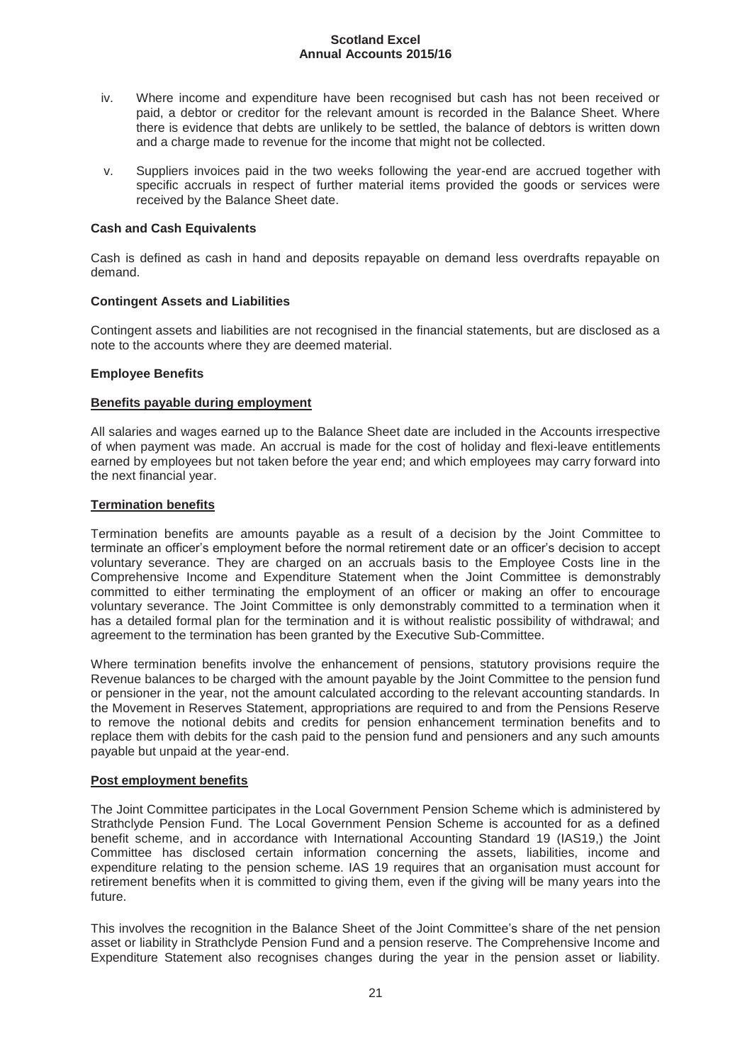iv. Where income and expenditure have been recognised but cash has not been received or paid, a debtor or creditor for the relevant amount is recorded in the Balance Sheet. Where there is evidence that debts are unlikely to be settled, the balance of debtors is written down and a charge made to revenue for the income that might not be collected.

v. Suppliers invoices paid in the two weeks following the year-end are accrued together with specific accruals in respect of further material items provided the goods or services were received by the Balance Sheet date.

**Cash and Cash Equivalents**

Cash is defined as cash in hand and deposits repayable on demand less overdrafts repayable on demand.

**Contingent Assets and Liabilities**

Contingent assets and liabilities are not recognised in the financial statements, but are disclosed as a note to the accounts where they are deemed material.

**Employee Benefits**

**Benefits payable during employment**

All salaries and wages earned up to the Balance Sheet date are included in the Accounts irrespective of when payment was made. An accrual is made for the cost of holiday and flexi-leave entitlements earned by employees but not taken before the year end; and which employees may carry forward into the next financial year.

**Termination benefits**

Termination benefits are amounts payable as a result of a decision by the Joint Committee to terminate an officer's employment before the normal retirement date or an officer's decision to accept voluntary severance. They are charged on an accruals basis to the Employee Costs line in the Comprehensive Income and Expenditure Statement when the Joint Committee is demonstrably committed to either terminating the employment of an officer or making an offer to encourage voluntary severance. The Joint Committee is only demonstrably committed to a termination when it has a detailed formal plan for the termination and it is without realistic possibility of withdrawal; and agreement to the termination has been granted by the Executive Sub-Committee.

Where termination benefits involve the enhancement of pensions, statutory provisions require the Revenue balances to be charged with the amount payable by the Joint Committee to the pension fund or pensioner in the year, not the amount calculated according to the relevant accounting standards. In the Movement in Reserves Statement, appropriations are required to and from the Pensions Reserve to remove the notional debits and credits for pension enhancement termination benefits and to replace them with debits for the cash paid to the pension fund and pensioners and any such amounts payable but unpaid at the year-end.

**Post employment benefits**

The Joint Committee participates in the Local Government Pension Scheme which is administered by Strathclyde Pension Fund. The Local Government Pension Scheme is accounted for as a defined benefit scheme, and in accordance with International Accounting Standard 19 (IAS19,) the Joint Committee has disclosed certain information concerning the assets, liabilities, income and expenditure relating to the pension scheme. IAS 19 requires that an organisation must account for retirement benefits when it is committed to giving them, even if the giving will be many years into the future.

This involves the recognition in the Balance Sheet of the Joint Committee's share of the net pension asset or liability in Strathclyde Pension Fund and a pension reserve. The Comprehensive Income and Expenditure Statement also recognises changes during the year in the pension asset or liability.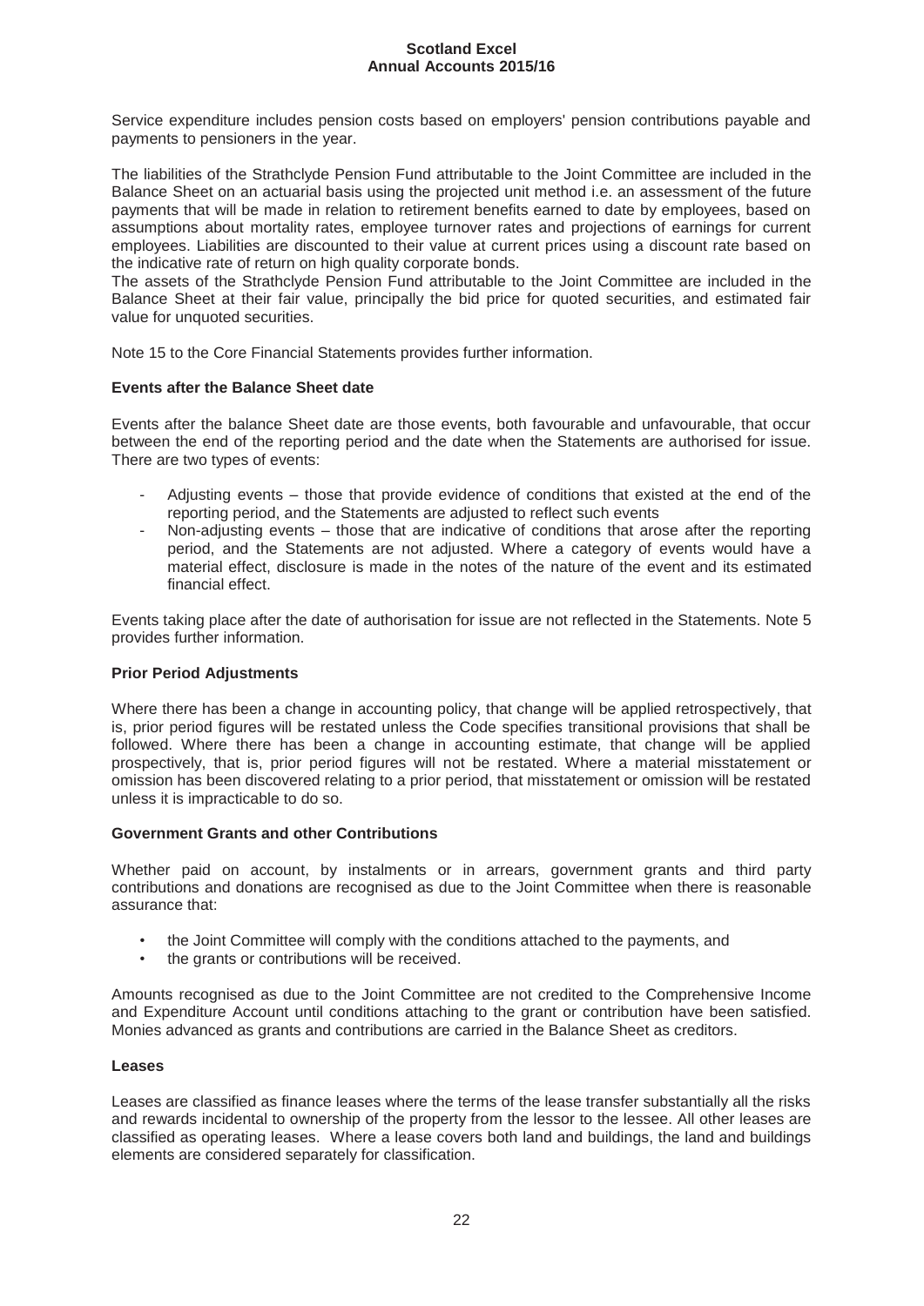Service expenditure includes pension costs based on employers' pension contributions payable and payments to pensioners in the year.

The liabilities of the Strathclyde Pension Fund attributable to the Joint Committee are included in the Balance Sheet on an actuarial basis using the projected unit method i.e. an assessment of the future payments that will be made in relation to retirement benefits earned to date by employees, based on assumptions about mortality rates, employee turnover rates and projections of earnings for current employees. Liabilities are discounted to their value at current prices using a discount rate based on the indicative rate of return on high quality corporate bonds.
The assets of the Strathclyde Pension Fund attributable to the Joint Committee are included in the Balance Sheet at their fair value, principally the bid price for quoted securities, and estimated fair value for unquoted securities.

Note 15 to the Core Financial Statements provides further information.

**Events after the Balance Sheet date**

Events after the balance Sheet date are those events, both favourable and unfavourable, that occur between the end of the reporting period and the date when the Statements are authorised for issue. There are two types of events:

- Adjusting events – those that provide evidence of conditions that existed at the end of the reporting period, and the Statements are adjusted to reflect such events
- Non-adjusting events – those that are indicative of conditions that arose after the reporting period, and the Statements are not adjusted. Where a category of events would have a material effect, disclosure is made in the notes of the nature of the event and its estimated financial effect.

Events taking place after the date of authorisation for issue are not reflected in the Statements. Note 5 provides further information.

**Prior Period Adjustments**

Where there has been a change in accounting policy, that change will be applied retrospectively, that is, prior period figures will be restated unless the Code specifies transitional provisions that shall be followed. Where there has been a change in accounting estimate, that change will be applied prospectively, that is, prior period figures will not be restated. Where a material misstatement or omission has been discovered relating to a prior period, that misstatement or omission will be restated unless it is impracticable to do so.

**Government Grants and other Contributions**

Whether paid on account, by instalments or in arrears, government grants and third party contributions and donations are recognised as due to the Joint Committee when there is reasonable assurance that:

- the Joint Committee will comply with the conditions attached to the payments, and
- the grants or contributions will be received.

Amounts recognised as due to the Joint Committee are not credited to the Comprehensive Income and Expenditure Account until conditions attaching to the grant or contribution have been satisfied. Monies advanced as grants and contributions are carried in the Balance Sheet as creditors.

**Leases**

Leases are classified as finance leases where the terms of the lease transfer substantially all the risks and rewards incidental to ownership of the property from the lessor to the lessee. All other leases are classified as operating leases. Where a lease covers both land and buildings, the land and buildings elements are considered separately for classification.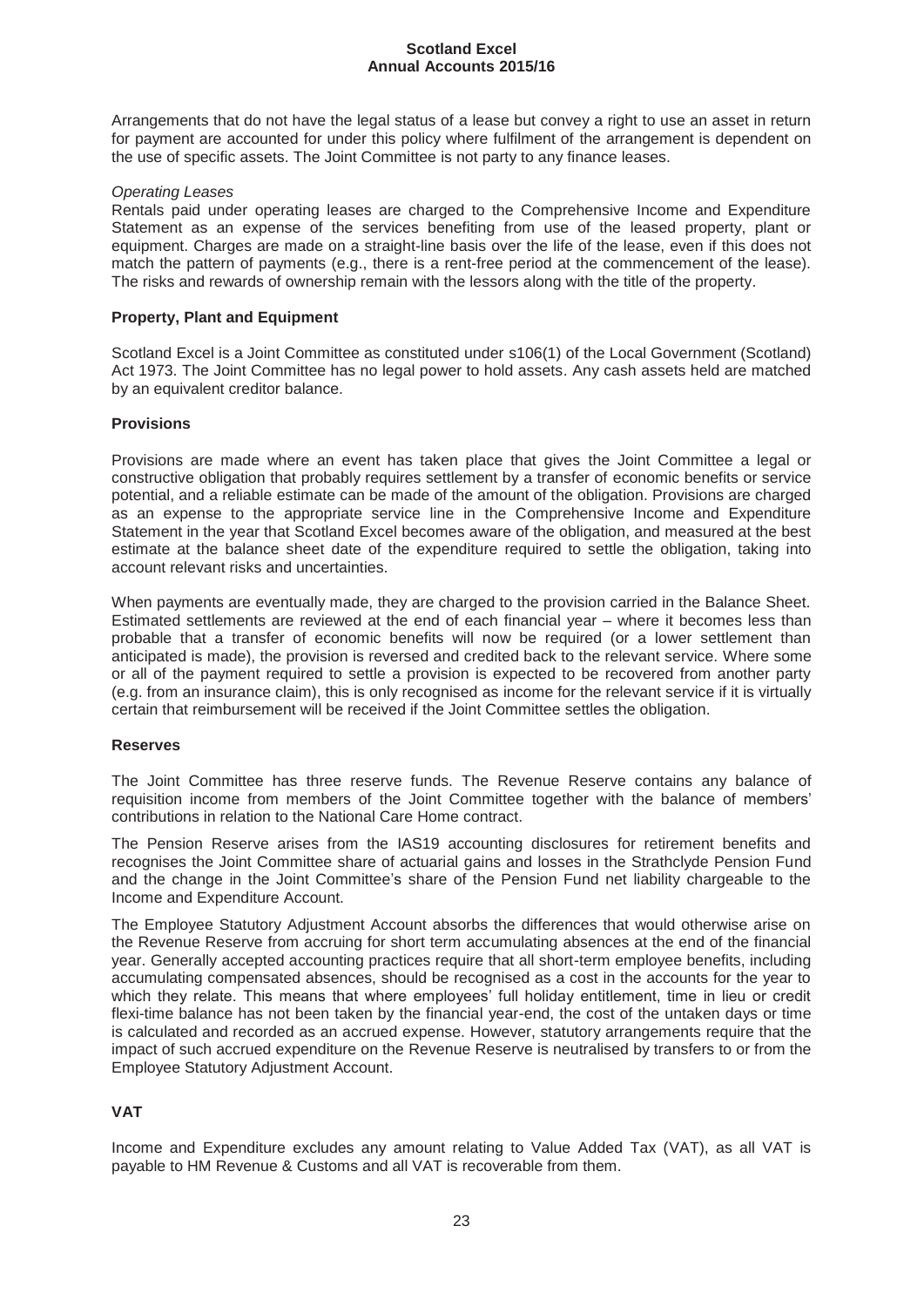Arrangements that do not have the legal status of a lease but convey a right to use an asset in return for payment are accounted for under this policy where fulfilment of the arrangement is dependent on the use of specific assets. The Joint Committee is not party to any finance leases.

*Operating Leases*

Rentals paid under operating leases are charged to the Comprehensive Income and Expenditure Statement as an expense of the services benefiting from use of the leased property, plant or equipment. Charges are made on a straight-line basis over the life of the lease, even if this does not match the pattern of payments (e.g., there is a rent-free period at the commencement of the lease). The risks and rewards of ownership remain with the lessors along with the title of the property.

**Property, Plant and Equipment**

Scotland Excel is a Joint Committee as constituted under s106(1) of the Local Government (Scotland) Act 1973. The Joint Committee has no legal power to hold assets. Any cash assets held are matched by an equivalent creditor balance.

**Provisions**

Provisions are made where an event has taken place that gives the Joint Committee a legal or constructive obligation that probably requires settlement by a transfer of economic benefits or service potential, and a reliable estimate can be made of the amount of the obligation. Provisions are charged as an expense to the appropriate service line in the Comprehensive Income and Expenditure Statement in the year that Scotland Excel becomes aware of the obligation, and measured at the best estimate at the balance sheet date of the expenditure required to settle the obligation, taking into account relevant risks and uncertainties.

When payments are eventually made, they are charged to the provision carried in the Balance Sheet. Estimated settlements are reviewed at the end of each financial year – where it becomes less than probable that a transfer of economic benefits will now be required (or a lower settlement than anticipated is made), the provision is reversed and credited back to the relevant service. Where some or all of the payment required to settle a provision is expected to be recovered from another party (e.g. from an insurance claim), this is only recognised as income for the relevant service if it is virtually certain that reimbursement will be received if the Joint Committee settles the obligation.

**Reserves**

The Joint Committee has three reserve funds. The Revenue Reserve contains any balance of requisition income from members of the Joint Committee together with the balance of members' contributions in relation to the National Care Home contract.

The Pension Reserve arises from the IAS19 accounting disclosures for retirement benefits and recognises the Joint Committee share of actuarial gains and losses in the Strathclyde Pension Fund and the change in the Joint Committee's share of the Pension Fund net liability chargeable to the Income and Expenditure Account.

The Employee Statutory Adjustment Account absorbs the differences that would otherwise arise on the Revenue Reserve from accruing for short term accumulating absences at the end of the financial year. Generally accepted accounting practices require that all short-term employee benefits, including accumulating compensated absences, should be recognised as a cost in the accounts for the year to which they relate. This means that where employees' full holiday entitlement, time in lieu or credit flexi-time balance has not been taken by the financial year-end, the cost of the untaken days or time is calculated and recorded as an accrued expense. However, statutory arrangements require that the impact of such accrued expenditure on the Revenue Reserve is neutralised by transfers to or from the Employee Statutory Adjustment Account.

**VAT**

Income and Expenditure excludes any amount relating to Value Added Tax (VAT), as all VAT is payable to HM Revenue & Customs and all VAT is recoverable from them.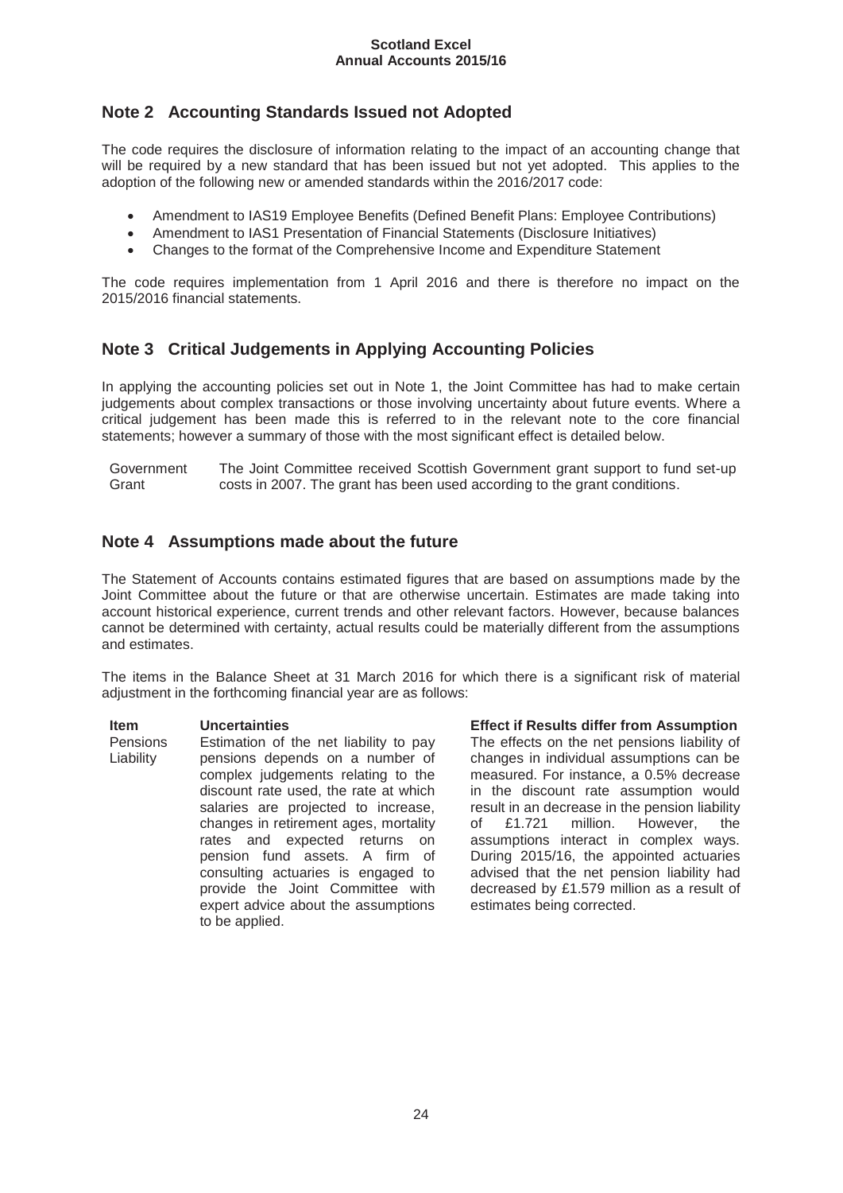## Note 2 Accounting Standards Issued not Adopted

The code requires the disclosure of information relating to the impact of an accounting change that will be required by a new standard that has been issued but not yet adopted. This applies to the adoption of the following new or amended standards within the 2016/2017 code:

- Amendment to IAS19 Employee Benefits (Defined Benefit Plans: Employee Contributions)
- Amendment to IAS1 Presentation of Financial Statements (Disclosure Initiatives)
- Changes to the format of the Comprehensive Income and Expenditure Statement

The code requires implementation from 1 April 2016 and there is therefore no impact on the 2015/2016 financial statements.

## Note 3 Critical Judgements in Applying Accounting Policies

In applying the accounting policies set out in Note 1, the Joint Committee has had to make certain judgements about complex transactions or those involving uncertainty about future events. Where a critical judgement has been made this is referred to in the relevant note to the core financial statements; however a summary of those with the most significant effect is detailed below.

| | |
|---|---|
| Government Grant | The Joint Committee received Scottish Government grant support to fund set-up costs in 2007. The grant has been used according to the grant conditions. |

## Note 4 Assumptions made about the future

The Statement of Accounts contains estimated figures that are based on assumptions made by the Joint Committee about the future or that are otherwise uncertain. Estimates are made taking into account historical experience, current trends and other relevant factors. However, because balances cannot be determined with certainty, actual results could be materially different from the assumptions and estimates.

The items in the Balance Sheet at 31 March 2016 for which there is a significant risk of material adjustment in the forthcoming financial year are as follows:

| Item | Uncertainties | Effect if Results differ from Assumption |
|---|---|---|
| Pensions Liability | Estimation of the net liability to pay pensions depends on a number of complex judgements relating to the discount rate used, the rate at which salaries are projected to increase, changes in retirement ages, mortality rates and expected returns on pension fund assets. A firm of consulting actuaries is engaged to provide the Joint Committee with expert advice about the assumptions to be applied. | The effects on the net pensions liability of changes in individual assumptions can be measured. For instance, a 0.5% decrease in the discount rate assumption would result in an decrease in the pension liability of £1.721 million. However, the assumptions interact in complex ways. During 2015/16, the appointed actuaries advised that the net pension liability had decreased by £1.579 million as a result of estimates being corrected. |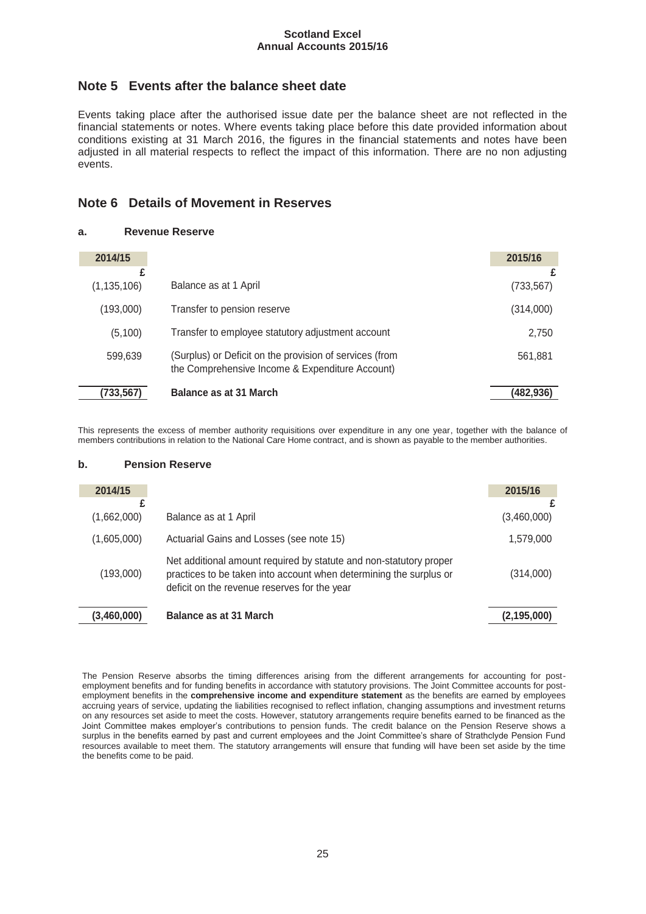## Note 5 Events after the balance sheet date

Events taking place after the authorised issue date per the balance sheet are not reflected in the financial statements or notes. Where events taking place before this date provided information about conditions existing at 31 March 2016, the figures in the financial statements and notes have been adjusted in all material respects to reflect the impact of this information. There are no non adjusting events.

## Note 6 Details of Movement in Reserves

### a. Revenue Reserve

| 2014/15 | | 2015/16 |
|---|---|---|
| £ | | £ |
| (1,135,106) | Balance as at 1 April | (733,567) |
| (193,000) | Transfer to pension reserve | (314,000) |
| (5,100) | Transfer to employee statutory adjustment account | 2,750 |
| 599,639 | (Surplus) or Deficit on the provision of services (from the Comprehensive Income & Expenditure Account) | 561,881 |
| **(733,567)** | **Balance as at 31 March** | **(482,936)** |

This represents the excess of member authority requisitions over expenditure in any one year, together with the balance of members contributions in relation to the National Care Home contract, and is shown as payable to the member authorities.

### b. Pension Reserve

| 2014/15 | | 2015/16 |
|---|---|---|
| £ | | £ |
| (1,662,000) | Balance as at 1 April | (3,460,000) |
| (1,605,000) | Actuarial Gains and Losses (see note 15) | 1,579,000 |
| (193,000) | Net additional amount required by statute and non-statutory proper practices to be taken into account when determining the surplus or deficit on the revenue reserves for the year | (314,000) |
| **(3,460,000)** | **Balance as at 31 March** | **(2,195,000)** |

The Pension Reserve absorbs the timing differences arising from the different arrangements for accounting for post-employment benefits and for funding benefits in accordance with statutory provisions. The Joint Committee accounts for post-employment benefits in the **comprehensive income and expenditure statement** as the benefits are earned by employees accruing years of service, updating the liabilities recognised to reflect inflation, changing assumptions and investment returns on any resources set aside to meet the costs. However, statutory arrangements require benefits earned to be financed as the Joint Committee makes employer's contributions to pension funds. The credit balance on the Pension Reserve shows a surplus in the benefits earned by past and current employees and the Joint Committee's share of Strathclyde Pension Fund resources available to meet them. The statutory arrangements will ensure that funding will have been set aside by the time the benefits come to be paid.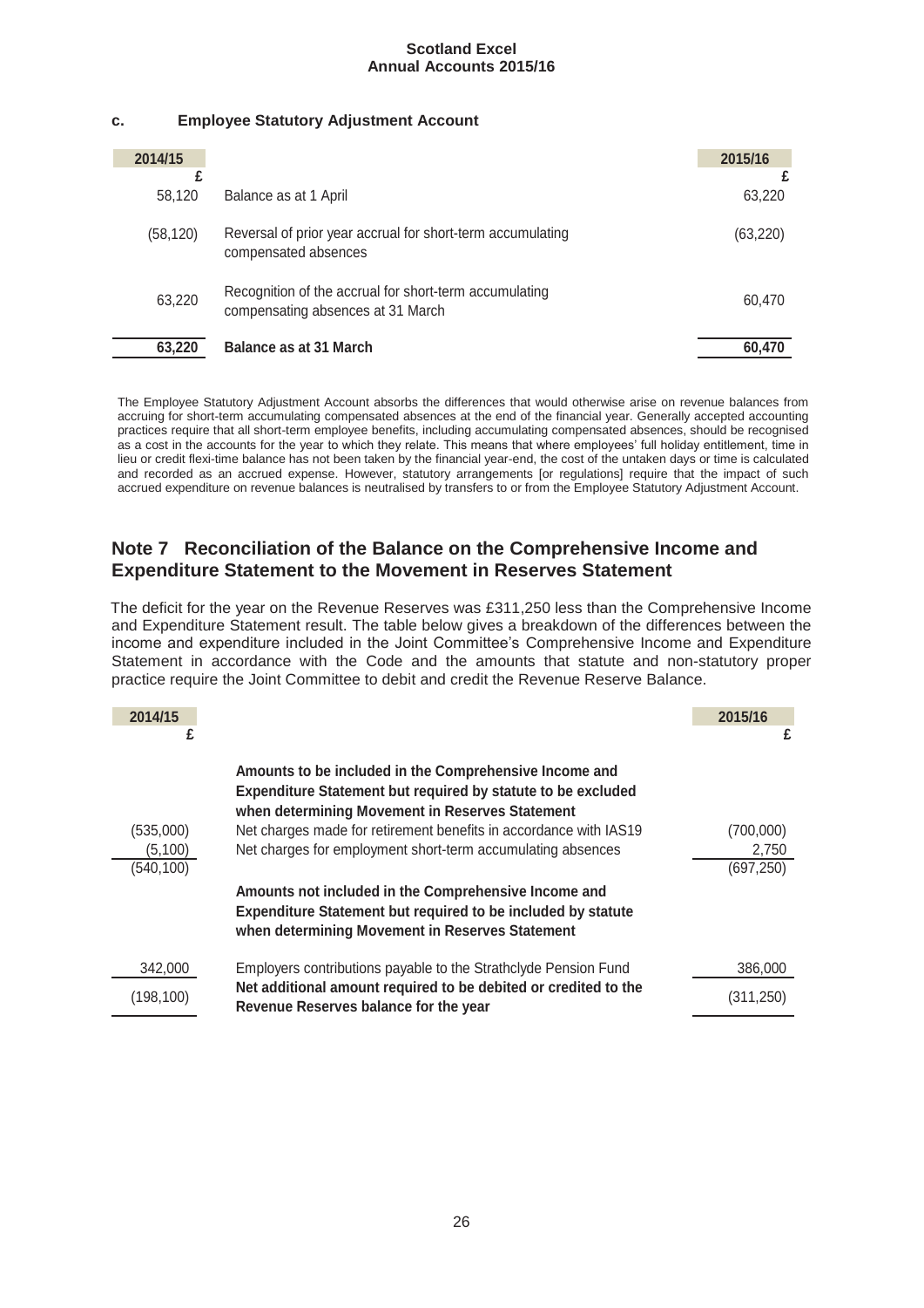### c. Employee Statutory Adjustment Account

| 2014/15 | | 2015/16 |
|---|---|---|
| £ | | £ |
| 58,120 | Balance as at 1 April | 63,220 |
| (58,120) | Reversal of prior year accrual for short-term accumulating compensated absences | (63,220) |
| 63,220 | Recognition of the accrual for short-term accumulating compensating absences at 31 March | 60,470 |
| **63,220** | **Balance as at 31 March** | **60,470** |

The Employee Statutory Adjustment Account absorbs the differences that would otherwise arise on revenue balances from accruing for short-term accumulating compensated absences at the end of the financial year. Generally accepted accounting practices require that all short-term employee benefits, including accumulating compensated absences, should be recognised as a cost in the accounts for the year to which they relate. This means that where employees' full holiday entitlement, time in lieu or credit flexi-time balance has not been taken by the financial year-end, the cost of the untaken days or time is calculated and recorded as an accrued expense. However, statutory arrangements [or regulations] require that the impact of such accrued expenditure on revenue balances is neutralised by transfers to or from the Employee Statutory Adjustment Account.

## Note 7 Reconciliation of the Balance on the Comprehensive Income and Expenditure Statement to the Movement in Reserves Statement

The deficit for the year on the Revenue Reserves was £311,250 less than the Comprehensive Income and Expenditure Statement result. The table below gives a breakdown of the differences between the income and expenditure included in the Joint Committee's Comprehensive Income and Expenditure Statement in accordance with the Code and the amounts that statute and non-statutory proper practice require the Joint Committee to debit and credit the Revenue Reserve Balance.

| 2014/15 | | 2015/16 |
|---|---|---|
| £ | | £ |
| | **Amounts to be included in the Comprehensive Income and Expenditure Statement but required by statute to be excluded when determining Movement in Reserves Statement** | |
| (535,000) | Net charges made for retirement benefits in accordance with IAS19 | (700,000) |
| (5,100) | Net charges for employment short-term accumulating absences | 2,750 |
| (540,100) | | (697,250) |
| | **Amounts not included in the Comprehensive Income and Expenditure Statement but required to be included by statute when determining Movement in Reserves Statement** | |
| 342,000 | Employers contributions payable to the Strathclyde Pension Fund | 386,000 |
| (198,100) | **Net additional amount required to be debited or credited to the Revenue Reserves balance for the year** | (311,250) |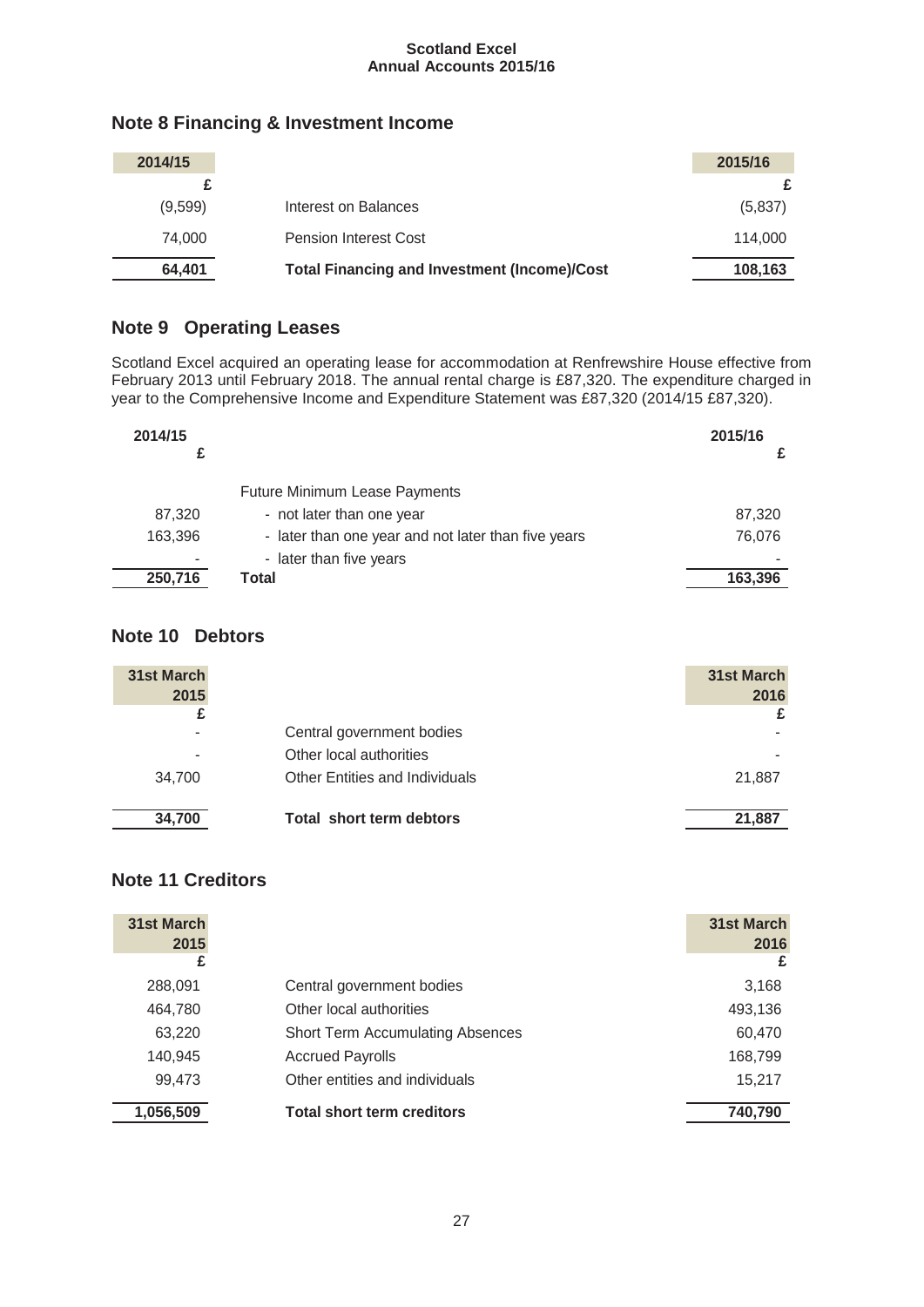## Note 8 Financing & Investment Income

| 2014/15 | | 2015/16 |
|---|---|---|
| £ | | £ |
| (9,599) | Interest on Balances | (5,837) |
| 74,000 | Pension Interest Cost | 114,000 |
| **64,401** | **Total Financing and Investment (Income)/Cost** | **108,163** |

## Note 9 Operating Leases

Scotland Excel acquired an operating lease for accommodation at Renfrewshire House effective from February 2013 until February 2018. The annual rental charge is £87,320. The expenditure charged in year to the Comprehensive Income and Expenditure Statement was £87,320 (2014/15 £87,320).

| 2014/15 | | 2015/16 |
|---|---|---|
| £ | | £ |
| | Future Minimum Lease Payments | |
| 87,320 | - not later than one year | 87,320 |
| 163,396 | - later than one year and not later than five years | 76,076 |
| - | - later than five years | - |
| **250,716** | **Total** | **163,396** |

## Note 10 Debtors

| 31st March 2015 | | 31st March 2016 |
|---|---|---|
| £ | | £ |
| - | Central government bodies | - |
| - | Other local authorities | - |
| 34,700 | Other Entities and Individuals | 21,887 |
| **34,700** | **Total short term debtors** | **21,887** |

## Note 11 Creditors

| 31st March 2015 | | 31st March 2016 |
|---|---|---|
| £ | | £ |
| 288,091 | Central government bodies | 3,168 |
| 464,780 | Other local authorities | 493,136 |
| 63,220 | Short Term Accumulating Absences | 60,470 |
| 140,945 | Accrued Payrolls | 168,799 |
| 99,473 | Other entities and individuals | 15,217 |
| **1,056,509** | **Total short term creditors** | **740,790** |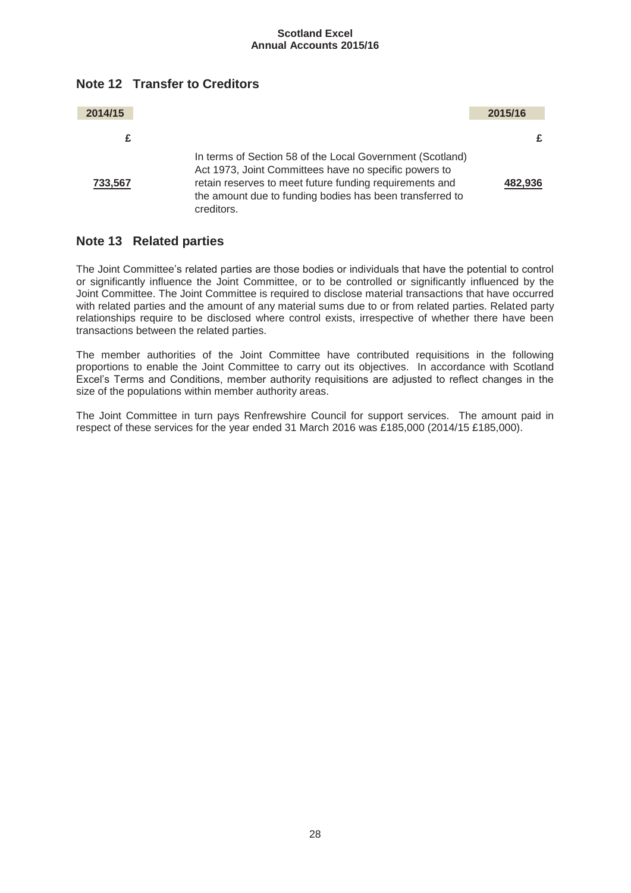## Note 12 Transfer to Creditors

| 2014/15 | | 2015/16 |
|---|---|---|
| £ | | £ |
| **733,567** | In terms of Section 58 of the Local Government (Scotland) Act 1973, Joint Committees have no specific powers to retain reserves to meet future funding requirements and the amount due to funding bodies has been transferred to creditors. | **482,936** |

## Note 13 Related parties

The Joint Committee's related parties are those bodies or individuals that have the potential to control or significantly influence the Joint Committee, or to be controlled or significantly influenced by the Joint Committee. The Joint Committee is required to disclose material transactions that have occurred with related parties and the amount of any material sums due to or from related parties. Related party relationships require to be disclosed where control exists, irrespective of whether there have been transactions between the related parties.

The member authorities of the Joint Committee have contributed requisitions in the following proportions to enable the Joint Committee to carry out its objectives. In accordance with Scotland Excel's Terms and Conditions, member authority requisitions are adjusted to reflect changes in the size of the populations within member authority areas.

The Joint Committee in turn pays Renfrewshire Council for support services. The amount paid in respect of these services for the year ended 31 March 2016 was £185,000 (2014/15 £185,000).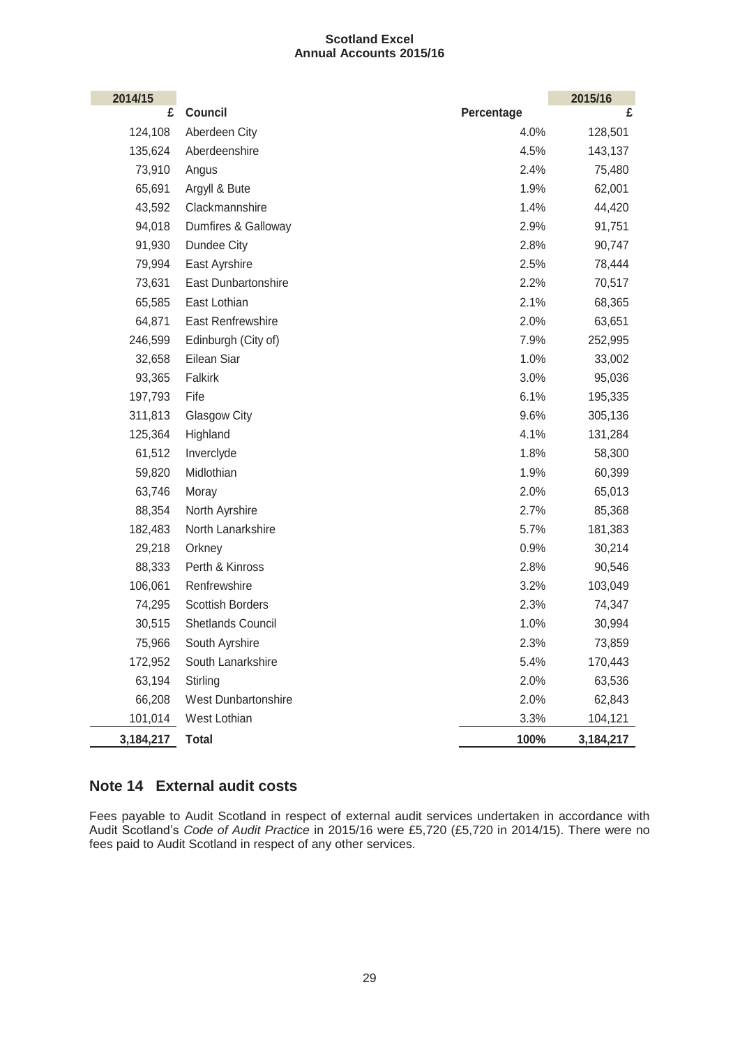| 2014/15 £ | Council | Percentage | 2015/16 £ |
|---|---|---|---|
| 124,108 | Aberdeen City | 4.0% | 128,501 |
| 135,624 | Aberdeenshire | 4.5% | 143,137 |
| 73,910 | Angus | 2.4% | 75,480 |
| 65,691 | Argyll & Bute | 1.9% | 62,001 |
| 43,592 | Clackmannshire | 1.4% | 44,420 |
| 94,018 | Dumfires & Galloway | 2.9% | 91,751 |
| 91,930 | Dundee City | 2.8% | 90,747 |
| 79,994 | East Ayrshire | 2.5% | 78,444 |
| 73,631 | East Dunbartonshire | 2.2% | 70,517 |
| 65,585 | East Lothian | 2.1% | 68,365 |
| 64,871 | East Renfrewshire | 2.0% | 63,651 |
| 246,599 | Edinburgh (City of) | 7.9% | 252,995 |
| 32,658 | Eilean Siar | 1.0% | 33,002 |
| 93,365 | Falkirk | 3.0% | 95,036 |
| 197,793 | Fife | 6.1% | 195,335 |
| 311,813 | Glasgow City | 9.6% | 305,136 |
| 125,364 | Highland | 4.1% | 131,284 |
| 61,512 | Inverclyde | 1.8% | 58,300 |
| 59,820 | Midlothian | 1.9% | 60,399 |
| 63,746 | Moray | 2.0% | 65,013 |
| 88,354 | North Ayrshire | 2.7% | 85,368 |
| 182,483 | North Lanarkshire | 5.7% | 181,383 |
| 29,218 | Orkney | 0.9% | 30,214 |
| 88,333 | Perth & Kinross | 2.8% | 90,546 |
| 106,061 | Renfrewshire | 3.2% | 103,049 |
| 74,295 | Scottish Borders | 2.3% | 74,347 |
| 30,515 | Shetlands Council | 1.0% | 30,994 |
| 75,966 | South Ayrshire | 2.3% | 73,859 |
| 172,952 | South Lanarkshire | 5.4% | 170,443 |
| 63,194 | Stirling | 2.0% | 63,536 |
| 66,208 | West Dunbartonshire | 2.0% | 62,843 |
| 101,014 | West Lothian | 3.3% | 104,121 |
| **3,184,217** | **Total** | **100%** | **3,184,217** |

## Note 14 External audit costs

Fees payable to Audit Scotland in respect of external audit services undertaken in accordance with Audit Scotland's *Code of Audit Practice* in 2015/16 were £5,720 (£5,720 in 2014/15). There were no fees paid to Audit Scotland in respect of any other services.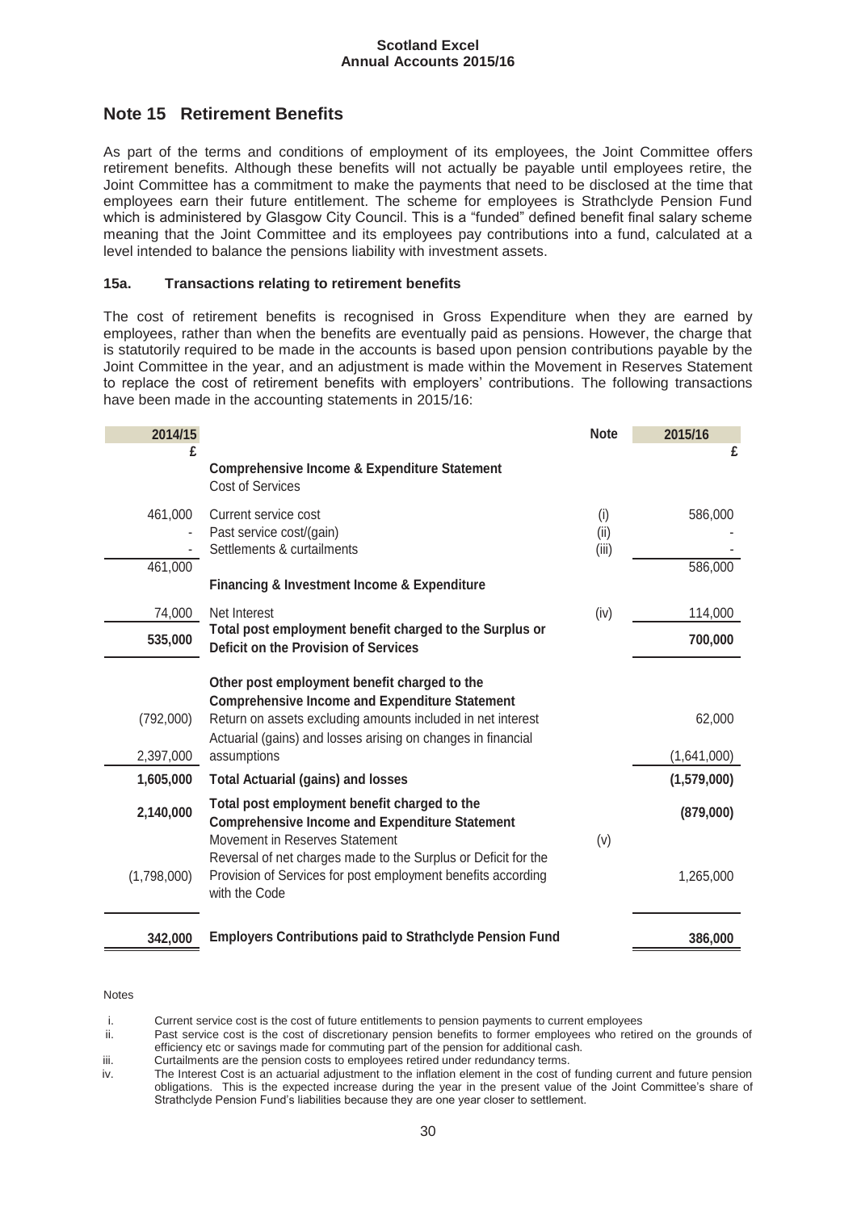## Note 15 Retirement Benefits

As part of the terms and conditions of employment of its employees, the Joint Committee offers retirement benefits. Although these benefits will not actually be payable until employees retire, the Joint Committee has a commitment to make the payments that need to be disclosed at the time that employees earn their future entitlement. The scheme for employees is Strathclyde Pension Fund which is administered by Glasgow City Council. This is a "funded" defined benefit final salary scheme meaning that the Joint Committee and its employees pay contributions into a fund, calculated at a level intended to balance the pensions liability with investment assets.

### 15a. Transactions relating to retirement benefits

The cost of retirement benefits is recognised in Gross Expenditure when they are earned by employees, rather than when the benefits are eventually paid as pensions. However, the charge that is statutorily required to be made in the accounts is based upon pension contributions payable by the Joint Committee in the year, and an adjustment is made within the Movement in Reserves Statement to replace the cost of retirement benefits with employers' contributions. The following transactions have been made in the accounting statements in 2015/16:

| 2014/15 | | Note | 2015/16 |
|---|---|---|---|
| £ | | | £ |
| | **Comprehensive Income & Expenditure Statement** | | |
| | Cost of Services | | |
| 461,000 | Current service cost | (i) | 586,000 |
| - | Past service cost/(gain) | (ii) | - |
| - | Settlements & curtailments | (iii) | - |
| 461,000 | | | 586,000 |
| | **Financing & Investment Income & Expenditure** | | |
| 74,000 | Net Interest | (iv) | 114,000 |
| **535,000** | **Total post employment benefit charged to the Surplus or Deficit on the Provision of Services** | | **700,000** |
| | **Other post employment benefit charged to the Comprehensive Income and Expenditure Statement** | | |
| (792,000) | Return on assets excluding amounts included in net interest | | 62,000 |
| 2,397,000 | Actuarial (gains) and losses arising on changes in financial assumptions | | (1,641,000) |
| **1,605,000** | **Total Actuarial (gains) and losses** | | **(1,579,000)** |
| **2,140,000** | **Total post employment benefit charged to the Comprehensive Income and Expenditure Statement** | | **(879,000)** |
| | Movement in Reserves Statement | (v) | |
| (1,798,000) | Reversal of net charges made to the Surplus or Deficit for the Provision of Services for post employment benefits according with the Code | | 1,265,000 |
| **342,000** | **Employers Contributions paid to Strathclyde Pension Fund** | | **386,000** |

Notes

i. Current service cost is the cost of future entitlements to pension payments to current employees

ii. Past service cost is the cost of discretionary pension benefits to former employees who retired on the grounds of efficiency etc or savings made for commuting part of the pension for additional cash.

iii. Curtailments are the pension costs to employees retired under redundancy terms.

iv. The Interest Cost is an actuarial adjustment to the inflation element in the cost of funding current and future pension obligations. This is the expected increase during the year in the present value of the Joint Committee's share of Strathclyde Pension Fund's liabilities because they are one year closer to settlement.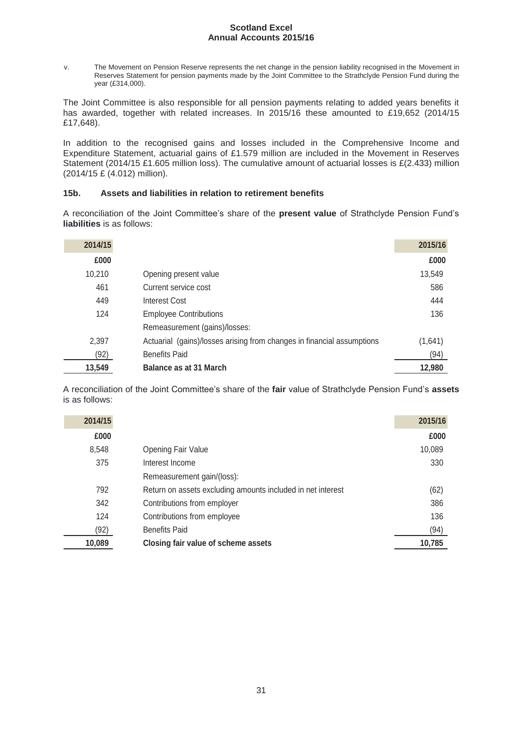v. The Movement on Pension Reserve represents the net change in the pension liability recognised in the Movement in Reserves Statement for pension payments made by the Joint Committee to the Strathclyde Pension Fund during the year (£314,000).

The Joint Committee is also responsible for all pension payments relating to added years benefits it has awarded, together with related increases. In 2015/16 these amounted to £19,652 (2014/15 £17,648).

In addition to the recognised gains and losses included in the Comprehensive Income and Expenditure Statement, actuarial gains of £1.579 million are included in the Movement in Reserves Statement (2014/15 £1.605 million loss). The cumulative amount of actuarial losses is £(2.433) million (2014/15 £ (4.012) million).

### 15b. Assets and liabilities in relation to retirement benefits

A reconciliation of the Joint Committee's share of the **present value** of Strathclyde Pension Fund's **liabilities** is as follows:

| 2014/15 | | 2015/16 |
|---|---|---|
| £000 | | £000 |
| 10,210 | Opening present value | 13,549 |
| 461 | Current service cost | 586 |
| 449 | Interest Cost | 444 |
| 124 | Employee Contributions | 136 |
| | Remeasurement (gains)/losses: | |
| 2,397 | Actuarial (gains)/losses arising from changes in financial assumptions | (1,641) |
| (92) | Benefits Paid | (94) |
| **13,549** | **Balance as at 31 March** | **12,980** |

A reconciliation of the Joint Committee's share of the **fair** value of Strathclyde Pension Fund's **assets** is as follows:

| 2014/15 | | 2015/16 |
|---|---|---|
| £000 | | £000 |
| 8,548 | Opening Fair Value | 10,089 |
| 375 | Interest Income | 330 |
| | Remeasurement gain/(loss): | |
| 792 | Return on assets excluding amounts included in net interest | (62) |
| 342 | Contributions from employer | 386 |
| 124 | Contributions from employee | 136 |
| (92) | Benefits Paid | (94) |
| **10,089** | **Closing fair value of scheme assets** | **10,785** |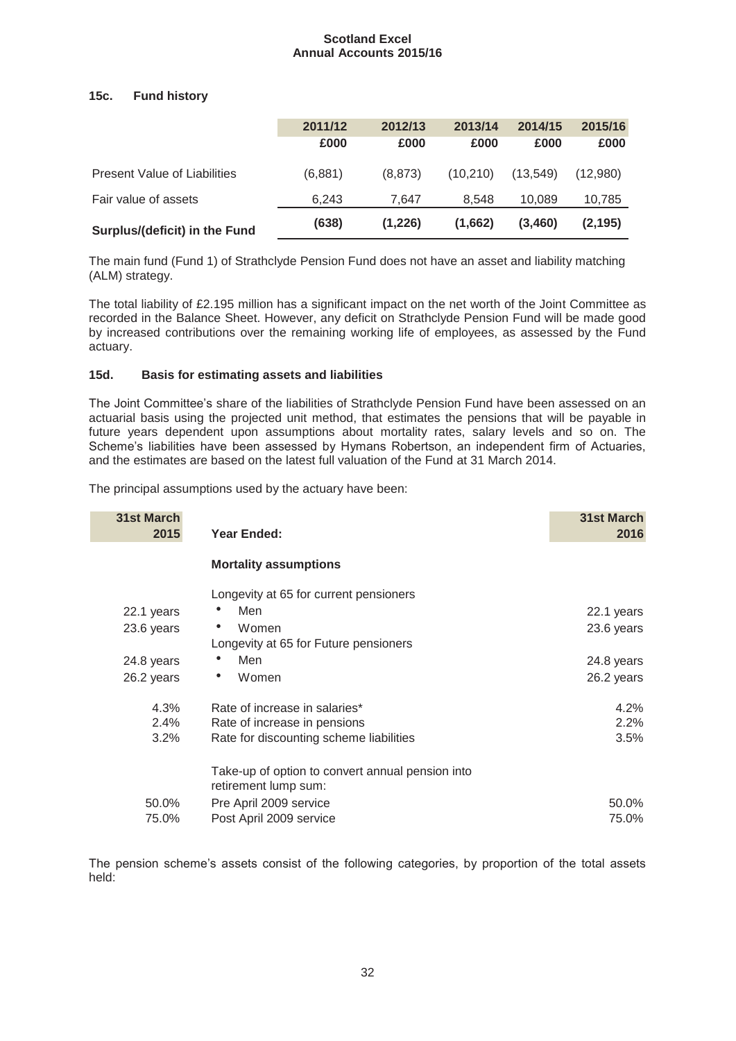### 15c. Fund history

| | 2011/12 | 2012/13 | 2013/14 | 2014/15 | 2015/16 |
|---|---|---|---|---|---|
| | £000 | £000 | £000 | £000 | £000 |
| Present Value of Liabilities | (6,881) | (8,873) | (10,210) | (13,549) | (12,980) |
| Fair value of assets | 6,243 | 7,647 | 8,548 | 10,089 | 10,785 |
| **Surplus/(deficit) in the Fund** | **(638)** | **(1,226)** | **(1,662)** | **(3,460)** | **(2,195)** |

The main fund (Fund 1) of Strathclyde Pension Fund does not have an asset and liability matching (ALM) strategy.

The total liability of £2.195 million has a significant impact on the net worth of the Joint Committee as recorded in the Balance Sheet. However, any deficit on Strathclyde Pension Fund will be made good by increased contributions over the remaining working life of employees, as assessed by the Fund actuary.

### 15d. Basis for estimating assets and liabilities

The Joint Committee's share of the liabilities of Strathclyde Pension Fund have been assessed on an actuarial basis using the projected unit method, that estimates the pensions that will be payable in future years dependent upon assumptions about mortality rates, salary levels and so on. The Scheme's liabilities have been assessed by Hymans Robertson, an independent firm of Actuaries, and the estimates are based on the latest full valuation of the Fund at 31 March 2014.

The principal assumptions used by the actuary have been:

| 31st March 2015 | Year Ended: | 31st March 2016 |
|---|---|---|
| | **Mortality assumptions** | |
| | Longevity at 65 for current pensioners | |
| 22.1 years | • Men | 22.1 years |
| 23.6 years | • Women | 23.6 years |
| | Longevity at 65 for Future pensioners | |
| 24.8 years | • Men | 24.8 years |
| 26.2 years | • Women | 26.2 years |
| 4.3% | Rate of increase in salaries* | 4.2% |
| 2.4% | Rate of increase in pensions | 2.2% |
| 3.2% | Rate for discounting scheme liabilities | 3.5% |
| | Take-up of option to convert annual pension into retirement lump sum: | |
| 50.0% | Pre April 2009 service | 50.0% |
| 75.0% | Post April 2009 service | 75.0% |

The pension scheme's assets consist of the following categories, by proportion of the total assets held: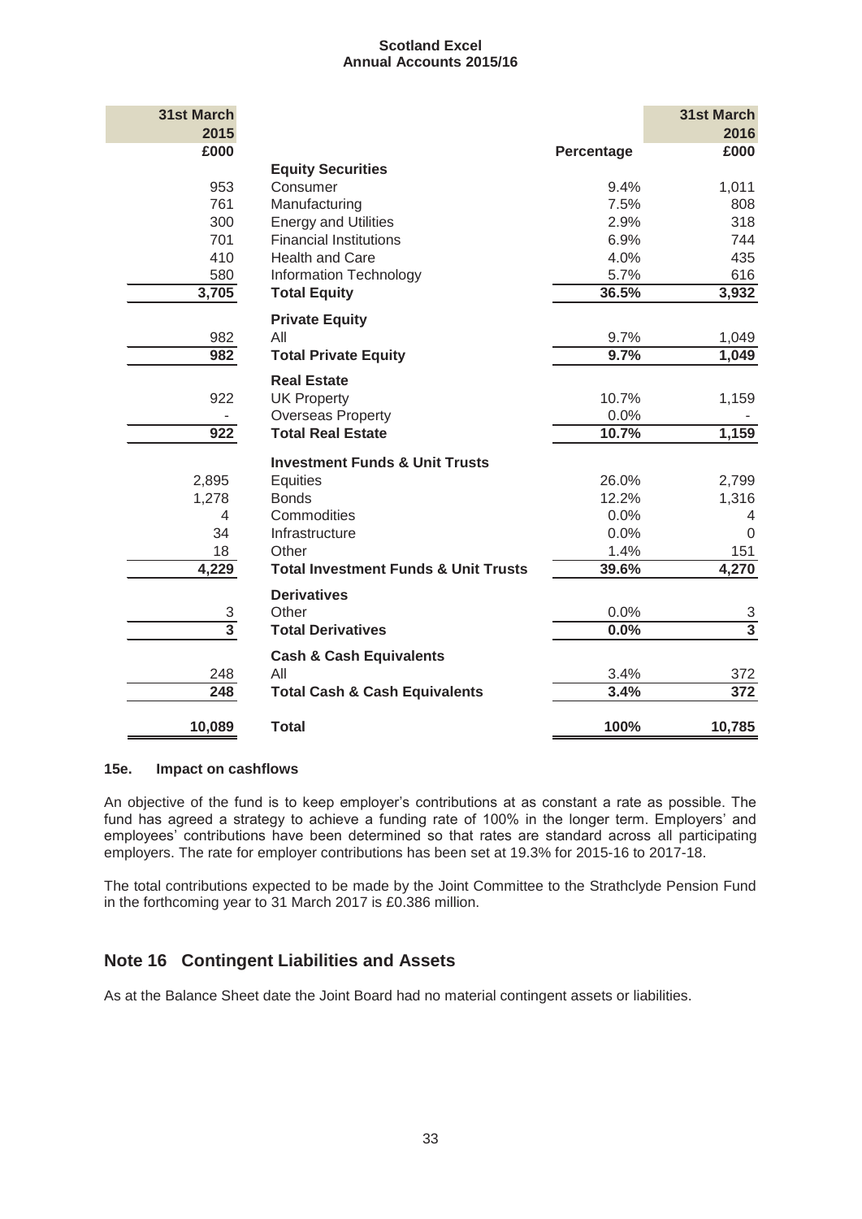| 31st March 2015 £000 | | Percentage | 31st March 2016 £000 |
|---|---|---|---|
| | **Equity Securities** | | |
| 953 | Consumer | 9.4% | 1,011 |
| 761 | Manufacturing | 7.5% | 808 |
| 300 | Energy and Utilities | 2.9% | 318 |
| 701 | Financial Institutions | 6.9% | 744 |
| 410 | Health and Care | 4.0% | 435 |
| 580 | Information Technology | 5.7% | 616 |
| **3,705** | **Total Equity** | **36.5%** | **3,932** |
| | **Private Equity** | | |
| 982 | All | 9.7% | 1,049 |
| **982** | **Total Private Equity** | **9.7%** | **1,049** |
| | **Real Estate** | | |
| 922 | UK Property | 10.7% | 1,159 |
| - | Overseas Property | 0.0% | - |
| **922** | **Total Real Estate** | **10.7%** | **1,159** |
| | **Investment Funds & Unit Trusts** | | |
| 2,895 | Equities | 26.0% | 2,799 |
| 1,278 | Bonds | 12.2% | 1,316 |
| 4 | Commodities | 0.0% | 4 |
| 34 | Infrastructure | 0.0% | 0 |
| 18 | Other | 1.4% | 151 |
| **4,229** | **Total Investment Funds & Unit Trusts** | **39.6%** | **4,270** |
| | **Derivatives** | | |
| 3 | Other | 0.0% | 3 |
| **3** | **Total Derivatives** | **0.0%** | **3** |
| | **Cash & Cash Equivalents** | | |
| 248 | All | 3.4% | 372 |
| **248** | **Total Cash & Cash Equivalents** | **3.4%** | **372** |
| **10,089** | **Total** | **100%** | **10,785** |

### 15e. Impact on cashflows

An objective of the fund is to keep employer's contributions at as constant a rate as possible. The fund has agreed a strategy to achieve a funding rate of 100% in the longer term. Employers' and employees' contributions have been determined so that rates are standard across all participating employers. The rate for employer contributions has been set at 19.3% for 2015-16 to 2017-18.

The total contributions expected to be made by the Joint Committee to the Strathclyde Pension Fund in the forthcoming year to 31 March 2017 is £0.386 million.

## Note 16 Contingent Liabilities and Assets

As at the Balance Sheet date the Joint Board had no material contingent assets or liabilities.